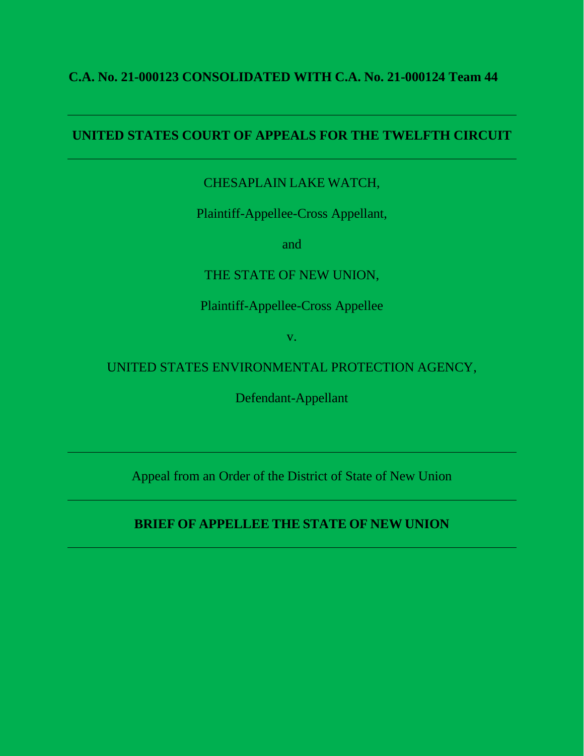**C.A. No. 21-000123 CONSOLIDATED WITH C.A. No. 21-000124 Team 44**

---

**UNITED STATES COURT OF APPEALS FOR THE TWELFTH CIRCUIT**

---

CHESAPLAIN LAKE WATCH,

Plaintiff-Appellee-Cross Appellant,

and

THE STATE OF NEW UNION,

Plaintiff-Appellee-Cross Appellee

v.

UNITED STATES ENVIRONMENTAL PROTECTION AGENCY,

Defendant-Appellant

---

Appeal from an Order of the District of State of New Union

---

**BRIEF OF APPELLEE THE STATE OF NEW UNION**

---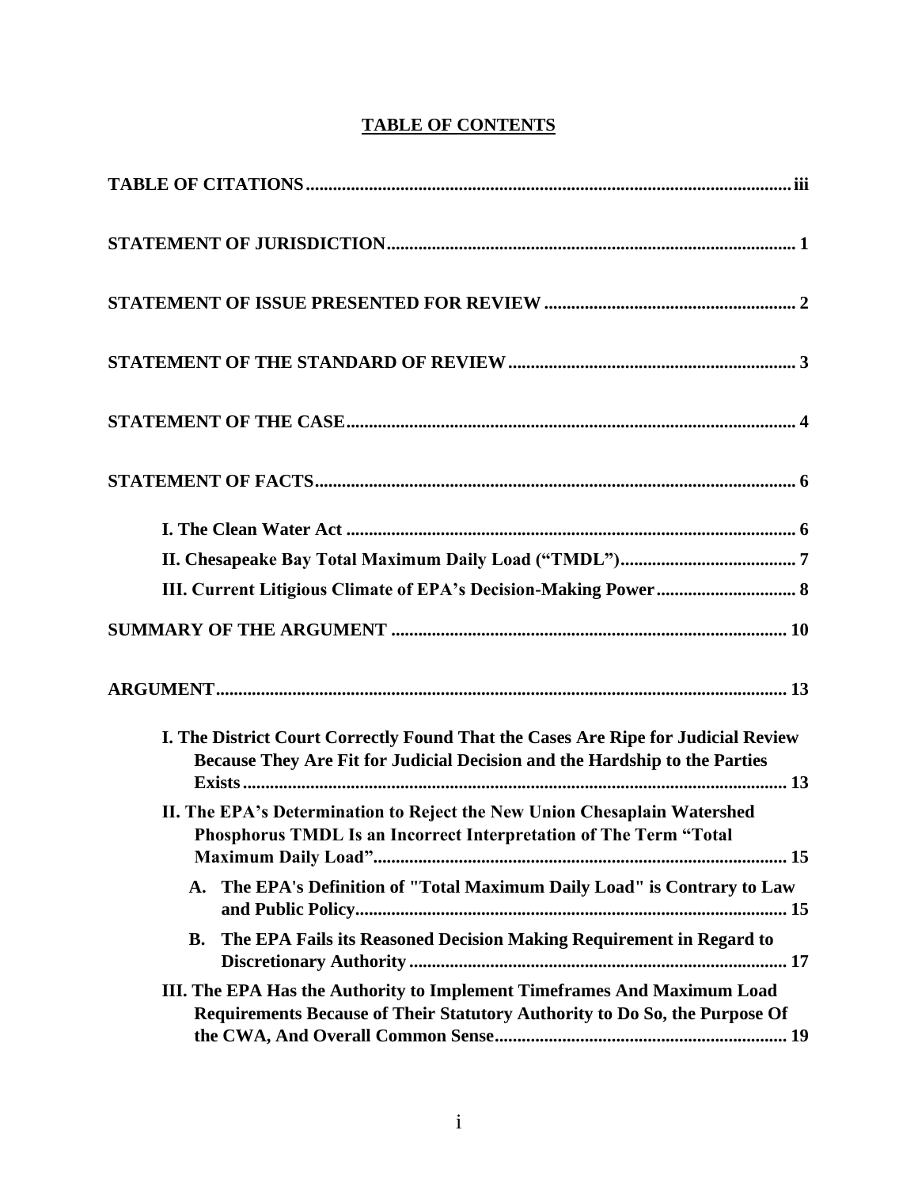# TABLE OF CONTENTS

**TABLE OF CITATIONS** .......... iii

**STATEMENT OF JURISDICTION** .......... 1

**STATEMENT OF ISSUE PRESENTED FOR REVIEW** .......... 2

**STATEMENT OF THE STANDARD OF REVIEW** .......... 3

**STATEMENT OF THE CASE** .......... 4

**STATEMENT OF FACTS** .......... 6

- **I. The Clean Water Act** .......... 6
- **II. Chesapeake Bay Total Maximum Daily Load ("TMDL")** .......... 7
- **III. Current Litigious Climate of EPA's Decision-Making Power** .......... 8

**SUMMARY OF THE ARGUMENT** .......... 10

**ARGUMENT** .......... 13

- **I. The District Court Correctly Found That the Cases Are Ripe for Judicial Review Because They Are Fit for Judicial Decision and the Hardship to the Parties Exists** .......... 13
- **II. The EPA's Determination to Reject the New Union Chesaplain Watershed Phosphorus TMDL Is an Incorrect Interpretation of The Term "Total Maximum Daily Load"** .......... 15
  - **A. The EPA's Definition of "Total Maximum Daily Load" is Contrary to Law and Public Policy** .......... 15
  - **B. The EPA Fails its Reasoned Decision Making Requirement in Regard to Discretionary Authority** .......... 17
- **III. The EPA Has the Authority to Implement Timeframes And Maximum Load Requirements Because of Their Statutory Authority to Do So, the Purpose Of the CWA, And Overall Common Sense** .......... 19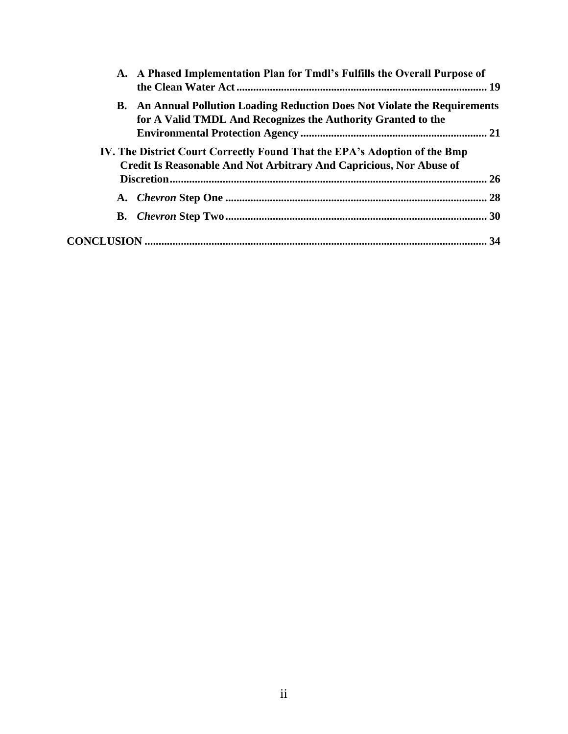- **A. A Phased Implementation Plan for Tmdl's Fulfills the Overall Purpose of the Clean Water Act ......................................................................................... 19**
- **B. An Annual Pollution Loading Reduction Does Not Violate the Requirements for A Valid TMDL And Recognizes the Authority Granted to the Environmental Protection Agency ................................................................... 21**

**IV. The District Court Correctly Found That the EPA's Adoption of the Bmp Credit Is Reasonable And Not Arbitrary And Capricious, Nor Abuse of Discretion................................................................................................................ 26**

- **A. *Chevron* Step One ............................................................................................ 28**
- **B. *Chevron* Step Two............................................................................................. 30**

**CONCLUSION ......................................................................................................... 34**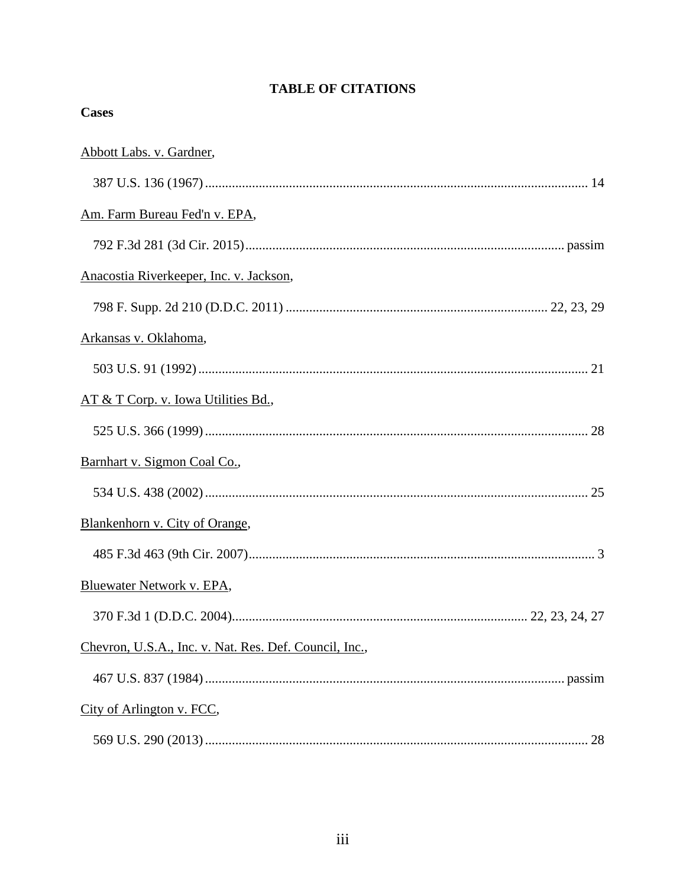## TABLE OF CITATIONS

**Cases**

Abbott Labs. v. Gardner,

387 U.S. 136 (1967) .......... 14

Am. Farm Bureau Fed'n v. EPA,

792 F.3d 281 (3d Cir. 2015) .......... passim

Anacostia Riverkeeper, Inc. v. Jackson,

798 F. Supp. 2d 210 (D.D.C. 2011) .......... 22, 23, 29

Arkansas v. Oklahoma,

503 U.S. 91 (1992) .......... 21

AT & T Corp. v. Iowa Utilities Bd.,

525 U.S. 366 (1999) .......... 28

Barnhart v. Sigmon Coal Co.,

534 U.S. 438 (2002) .......... 25

Blankenhorn v. City of Orange,

485 F.3d 463 (9th Cir. 2007) .......... 3

Bluewater Network v. EPA,

370 F.3d 1 (D.D.C. 2004) .......... 22, 23, 24, 27

Chevron, U.S.A., Inc. v. Nat. Res. Def. Council, Inc.,

467 U.S. 837 (1984) .......... passim

City of Arlington v. FCC,

569 U.S. 290 (2013) .......... 28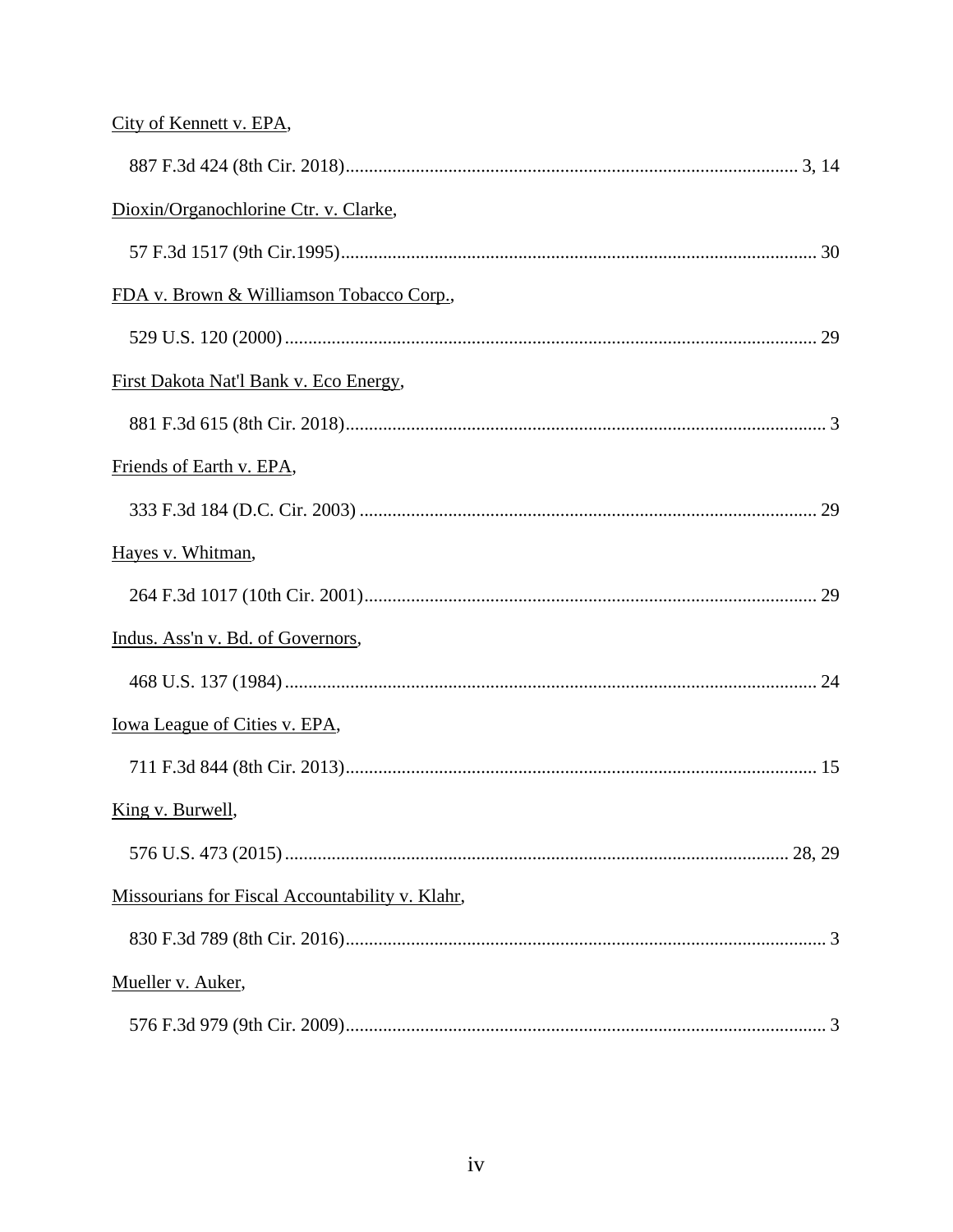City of Kennett v. EPA,

887 F.3d 424 (8th Cir. 2018)........................................................................................ 3, 14

Dioxin/Organochlorine Ctr. v. Clarke,

57 F.3d 1517 (9th Cir.1995)............................................................................................ 30

FDA v. Brown & Williamson Tobacco Corp.,

529 U.S. 120 (2000)........................................................................................................ 29

First Dakota Nat'l Bank v. Eco Energy,

881 F.3d 615 (8th Cir. 2018)............................................................................................ 3

Friends of Earth v. EPA,

333 F.3d 184 (D.C. Cir. 2003)........................................................................................ 29

Hayes v. Whitman,

264 F.3d 1017 (10th Cir. 2001)....................................................................................... 29

Indus. Ass'n v. Bd. of Governors,

468 U.S. 137 (1984)........................................................................................................ 24

Iowa League of Cities v. EPA,

711 F.3d 844 (8th Cir. 2013)........................................................................................... 15

King v. Burwell,

576 U.S. 473 (2015)................................................................................................. 28, 29

Missourians for Fiscal Accountability v. Klahr,

830 F.3d 789 (8th Cir. 2016)............................................................................................. 3

Mueller v. Auker,

576 F.3d 979 (9th Cir. 2009)............................................................................................. 3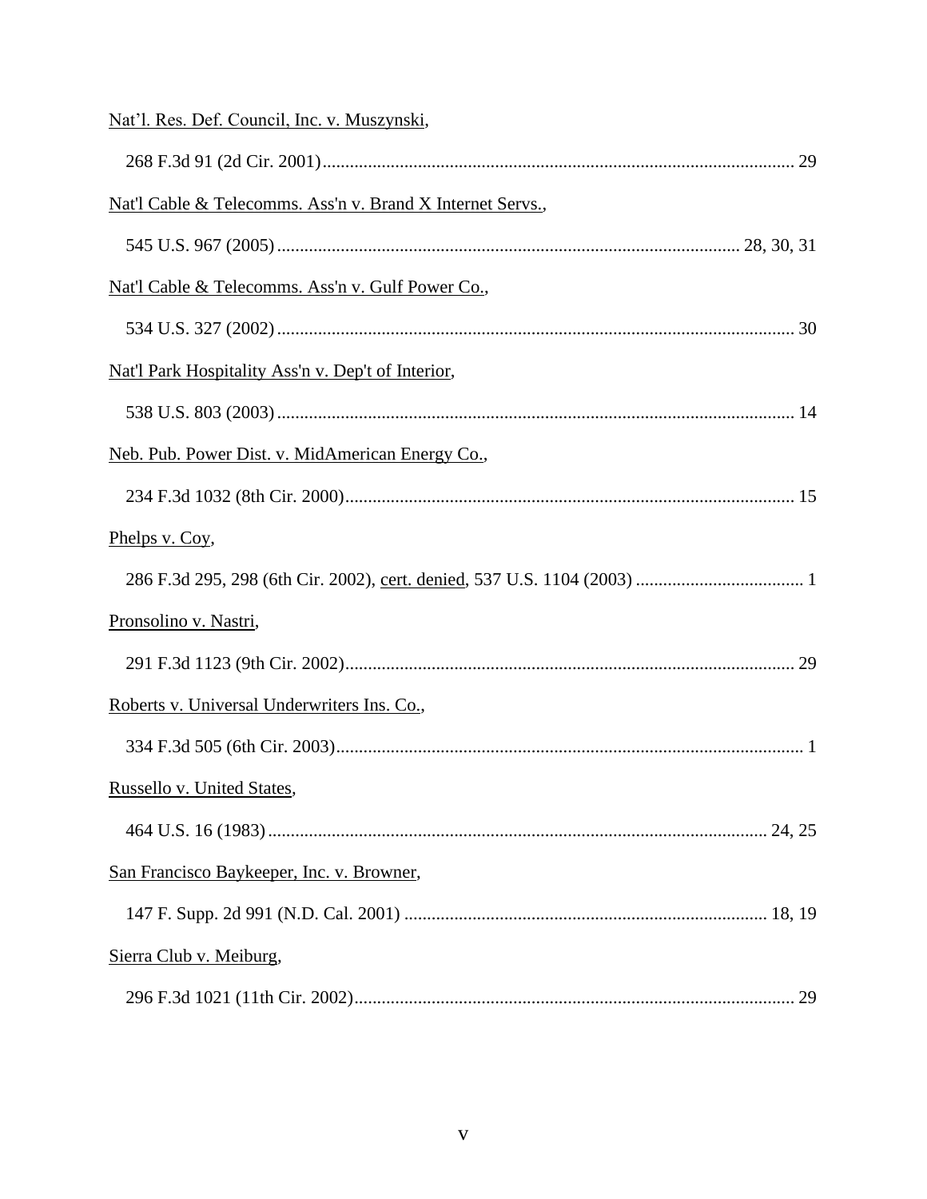<u>Nat'l. Res. Def. Council, Inc. v. Muszynski</u>,

268 F.3d 91 (2d Cir. 2001)........................................................................................................ 29

<u>Nat'l Cable & Telecomms. Ass'n v. Brand X Internet Servs.</u>,

545 U.S. 967 (2005)..................................................................................................... 28, 30, 31

<u>Nat'l Cable & Telecomms. Ass'n v. Gulf Power Co.</u>,

534 U.S. 327 (2002).................................................................................................................. 30

<u>Nat'l Park Hospitality Ass'n v. Dep't of Interior</u>,

538 U.S. 803 (2003).................................................................................................................. 14

<u>Neb. Pub. Power Dist. v. MidAmerican Energy Co.</u>,

234 F.3d 1032 (8th Cir. 2000)................................................................................................... 15

<u>Phelps v. Coy</u>,

286 F.3d 295, 298 (6th Cir. 2002), <u>cert. denied</u>, 537 U.S. 1104 (2003) ..................................... 1

<u>Pronsolino v. Nastri</u>,

291 F.3d 1123 (9th Cir. 2002)................................................................................................... 29

<u>Roberts v. Universal Underwriters Ins. Co.</u>,

334 F.3d 505 (6th Cir. 2003)....................................................................................................... 1

<u>Russello v. United States</u>,

464 U.S. 16 (1983)............................................................................................................. 24, 25

<u>San Francisco Baykeeper, Inc. v. Browner</u>,

147 F. Supp. 2d 991 (N.D. Cal. 2001) ................................................................................ 18, 19

<u>Sierra Club v. Meiburg</u>,

296 F.3d 1021 (11th Cir. 2002)................................................................................................. 29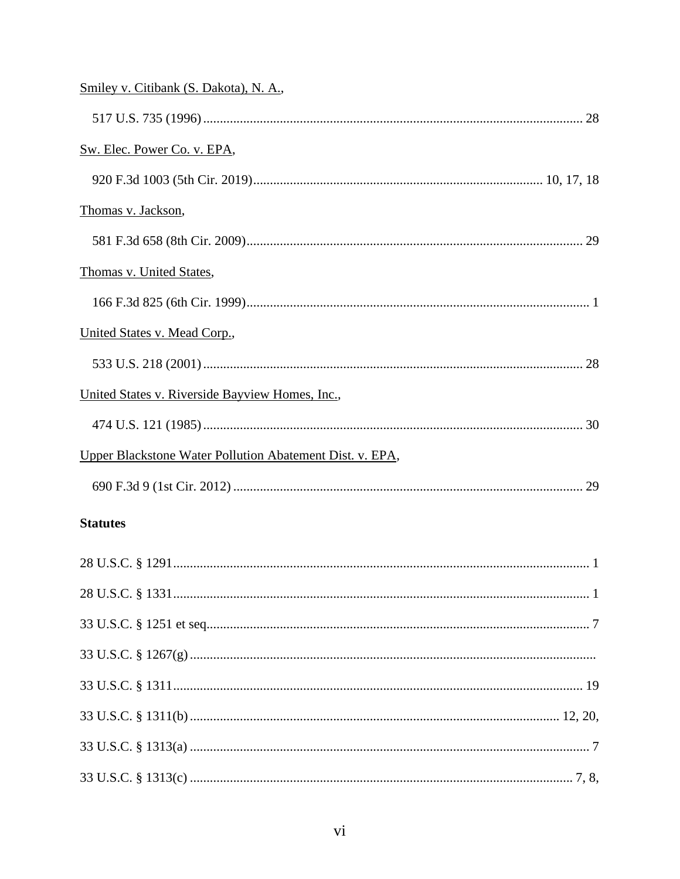Smiley v. Citibank (S. Dakota), N. A.,

517 U.S. 735 (1996) ................................................................................................................... 28

Sw. Elec. Power Co. v. EPA,

920 F.3d 1003 (5th Cir. 2019)...................................................................................... 10, 17, 18

Thomas v. Jackson,

581 F.3d 658 (8th Cir. 2009)...................................................................................................... 29

Thomas v. United States,

166 F.3d 825 (6th Cir. 1999)....................................................................................................... 1

United States v. Mead Corp.,

533 U.S. 218 (2001) ................................................................................................................... 28

United States v. Riverside Bayview Homes, Inc.,

474 U.S. 121 (1985) ................................................................................................................... 30

Upper Blackstone Water Pollution Abatement Dist. v. EPA,

690 F.3d 9 (1st Cir. 2012) .......................................................................................................... 29

**Statutes**

28 U.S.C. § 1291............................................................................................................................. 1

28 U.S.C. § 1331............................................................................................................................. 1

33 U.S.C. § 1251 et seq................................................................................................................... 7

33 U.S.C. § 1267(g) ........................................................................................................................

33 U.S.C. § 1311........................................................................................................................... 19

33 U.S.C. § 1311(b) ............................................................................................................... 12, 20,

33 U.S.C. § 1313(a) ........................................................................................................................ 7

33 U.S.C. § 1313(c) .................................................................................................................. 7, 8,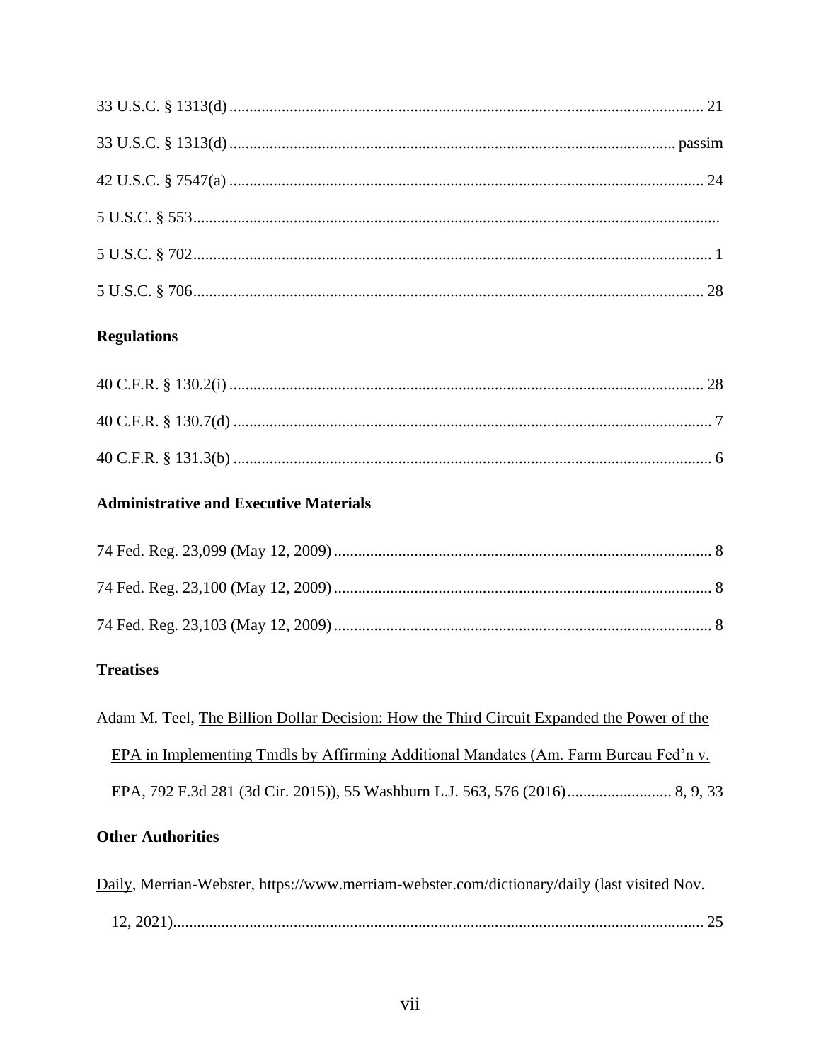33 U.S.C. § 1313(d) .................................................................................................................... 21

33 U.S.C. § 1313(d) ............................................................................................................. passim

42 U.S.C. § 7547(a) .................................................................................................................... 24

5 U.S.C. § 553.................................................................................................................................

5 U.S.C. § 702................................................................................................................................ 1

5 U.S.C. § 706.............................................................................................................................. 28

### Regulations

40 C.F.R. § 130.2(i) .................................................................................................................... 28

40 C.F.R. § 130.7(d) ...................................................................................................................... 7

40 C.F.R. § 131.3(b) ...................................................................................................................... 6

### Administrative and Executive Materials

74 Fed. Reg. 23,099 (May 12, 2009) ............................................................................................. 8

74 Fed. Reg. 23,100 (May 12, 2009) ............................................................................................. 8

74 Fed. Reg. 23,103 (May 12, 2009) ............................................................................................. 8

### Treatises

Adam M. Teel, The Billion Dollar Decision: How the Third Circuit Expanded the Power of the EPA in Implementing Tmdls by Affirming Additional Mandates (Am. Farm Bureau Fed'n v. EPA, 792 F.3d 281 (3d Cir. 2015)), 55 Washburn L.J. 563, 576 (2016).......................... 8, 9, 33

### Other Authorities

Daily, Merrian-Webster, https://www.merriam-webster.com/dictionary/daily (last visited Nov. 12, 2021).................................................................................................................................. 25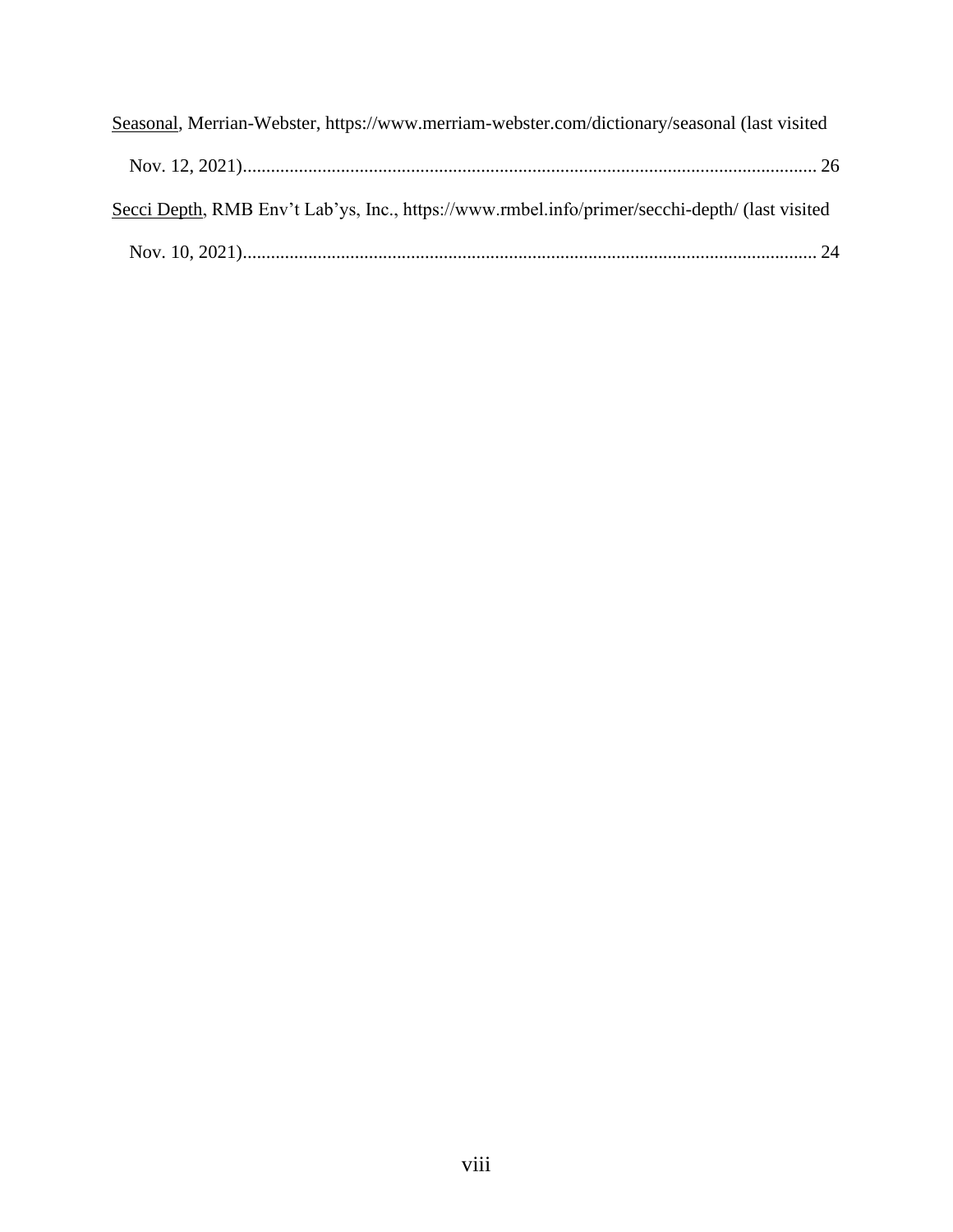<u>Seasonal</u>, Merrian-Webster, https://www.merriam-webster.com/dictionary/seasonal (last visited Nov. 12, 2021)........................................................................................................................... 26

<u>Secci Depth</u>, RMB Env't Lab'ys, Inc., https://www.rmbel.info/primer/secchi-depth/ (last visited Nov. 10, 2021)........................................................................................................................... 24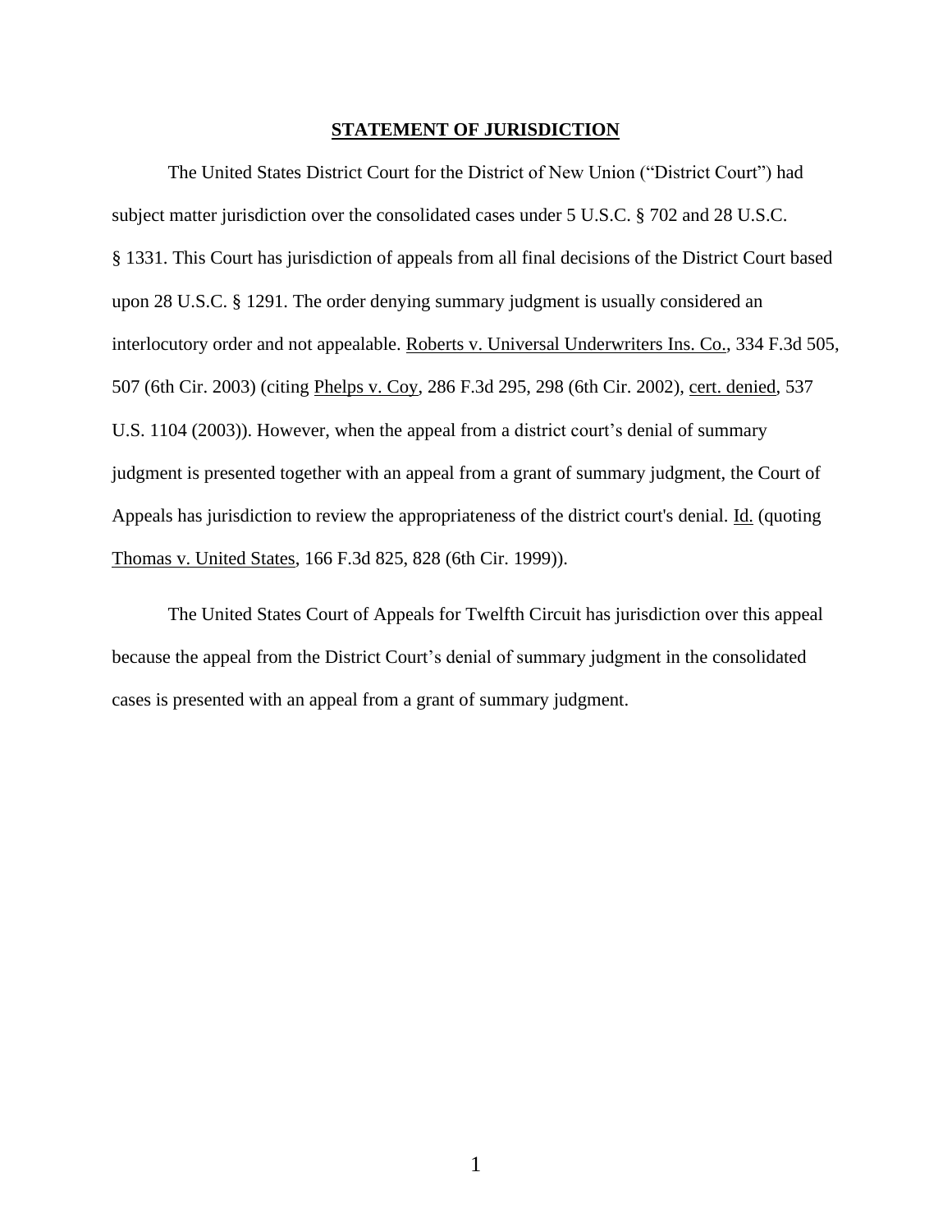## STATEMENT OF JURISDICTION

The United States District Court for the District of New Union ("District Court") had subject matter jurisdiction over the consolidated cases under 5 U.S.C. § 702 and 28 U.S.C. § 1331. This Court has jurisdiction of appeals from all final decisions of the District Court based upon 28 U.S.C. § 1291. The order denying summary judgment is usually considered an interlocutory order and not appealable. Roberts v. Universal Underwriters Ins. Co., 334 F.3d 505, 507 (6th Cir. 2003) (citing Phelps v. Coy, 286 F.3d 295, 298 (6th Cir. 2002), cert. denied, 537 U.S. 1104 (2003)). However, when the appeal from a district court's denial of summary judgment is presented together with an appeal from a grant of summary judgment, the Court of Appeals has jurisdiction to review the appropriateness of the district court's denial. Id. (quoting Thomas v. United States, 166 F.3d 825, 828 (6th Cir. 1999)).

The United States Court of Appeals for Twelfth Circuit has jurisdiction over this appeal because the appeal from the District Court's denial of summary judgment in the consolidated cases is presented with an appeal from a grant of summary judgment.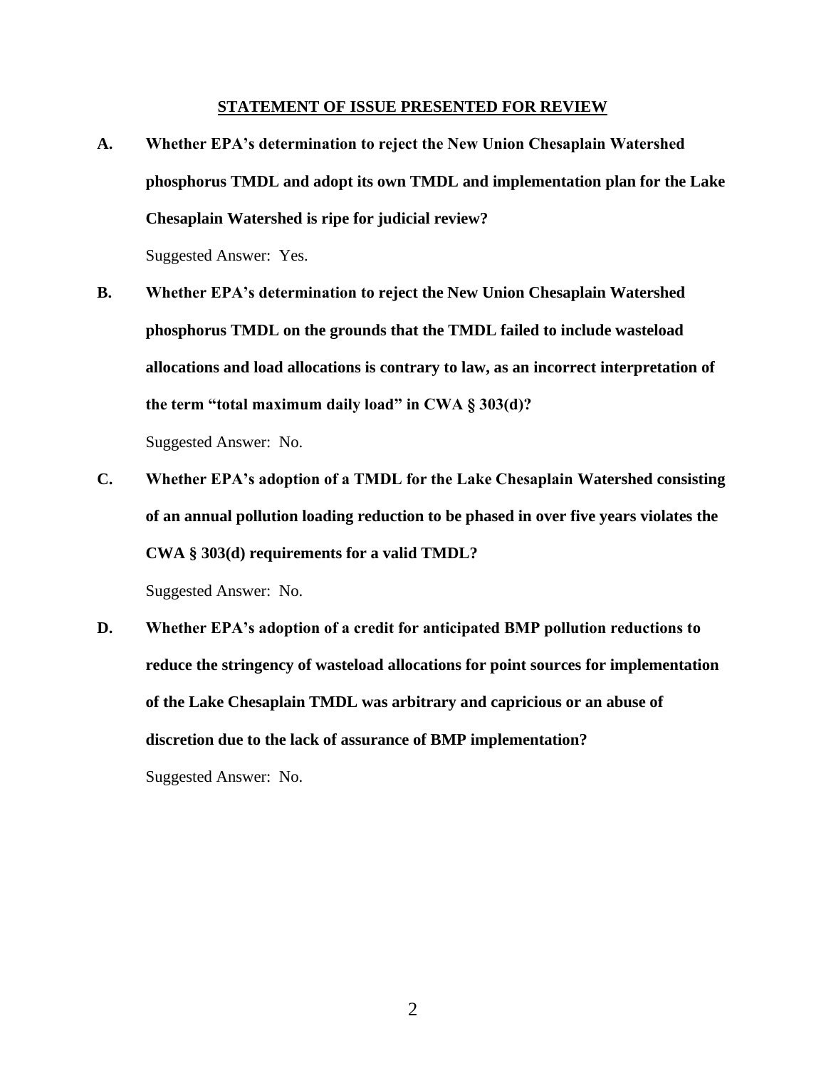## STATEMENT OF ISSUE PRESENTED FOR REVIEW

**A. Whether EPA's determination to reject the New Union Chesaplain Watershed phosphorus TMDL and adopt its own TMDL and implementation plan for the Lake Chesaplain Watershed is ripe for judicial review?**

Suggested Answer: Yes.

**B. Whether EPA's determination to reject the New Union Chesaplain Watershed phosphorus TMDL on the grounds that the TMDL failed to include wasteload allocations and load allocations is contrary to law, as an incorrect interpretation of the term "total maximum daily load" in CWA § 303(d)?**

Suggested Answer: No.

**C. Whether EPA's adoption of a TMDL for the Lake Chesaplain Watershed consisting of an annual pollution loading reduction to be phased in over five years violates the CWA § 303(d) requirements for a valid TMDL?**

Suggested Answer: No.

**D. Whether EPA's adoption of a credit for anticipated BMP pollution reductions to reduce the stringency of wasteload allocations for point sources for implementation of the Lake Chesaplain TMDL was arbitrary and capricious or an abuse of discretion due to the lack of assurance of BMP implementation?**

Suggested Answer: No.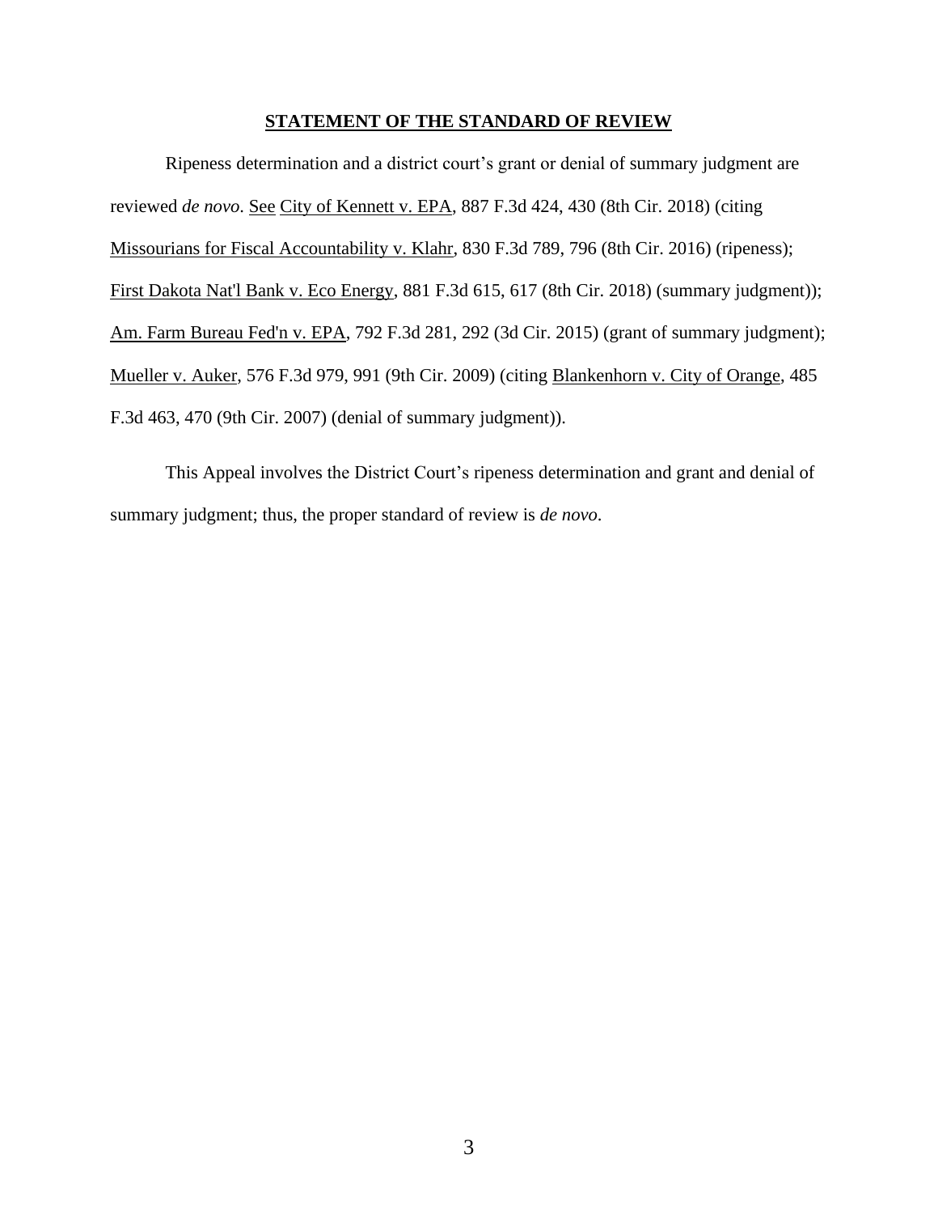## STATEMENT OF THE STANDARD OF REVIEW

Ripeness determination and a district court's grant or denial of summary judgment are reviewed *de novo*. See City of Kennett v. EPA, 887 F.3d 424, 430 (8th Cir. 2018) (citing Missourians for Fiscal Accountability v. Klahr, 830 F.3d 789, 796 (8th Cir. 2016) (ripeness); First Dakota Nat'l Bank v. Eco Energy, 881 F.3d 615, 617 (8th Cir. 2018) (summary judgment)); Am. Farm Bureau Fed'n v. EPA, 792 F.3d 281, 292 (3d Cir. 2015) (grant of summary judgment); Mueller v. Auker, 576 F.3d 979, 991 (9th Cir. 2009) (citing Blankenhorn v. City of Orange, 485 F.3d 463, 470 (9th Cir. 2007) (denial of summary judgment)).

This Appeal involves the District Court's ripeness determination and grant and denial of summary judgment; thus, the proper standard of review is *de novo*.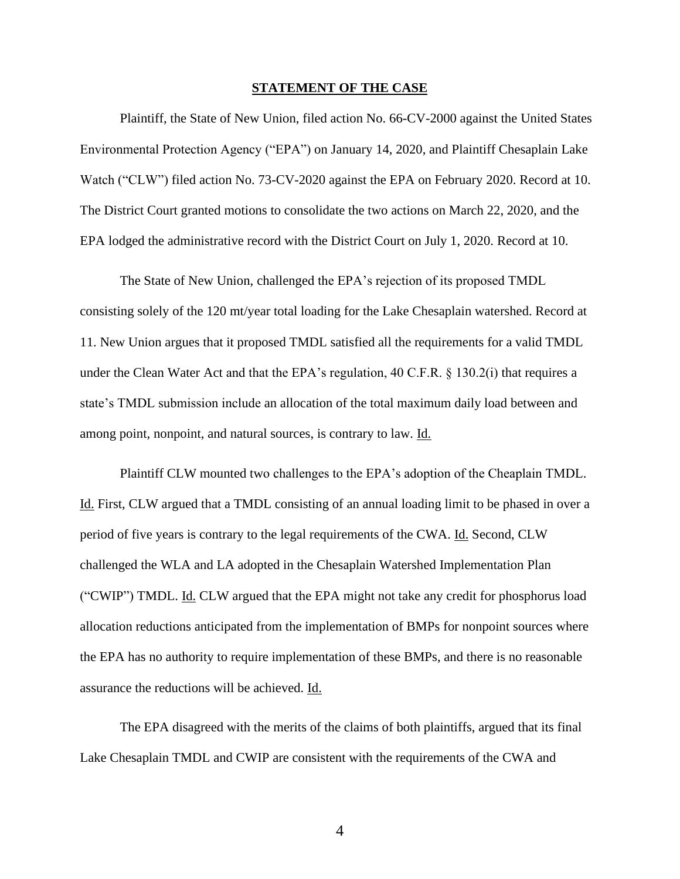## STATEMENT OF THE CASE

Plaintiff, the State of New Union, filed action No. 66-CV-2000 against the United States Environmental Protection Agency ("EPA") on January 14, 2020, and Plaintiff Chesaplain Lake Watch ("CLW") filed action No. 73-CV-2020 against the EPA on February 2020. Record at 10. The District Court granted motions to consolidate the two actions on March 22, 2020, and the EPA lodged the administrative record with the District Court on July 1, 2020. Record at 10.

The State of New Union, challenged the EPA's rejection of its proposed TMDL consisting solely of the 120 mt/year total loading for the Lake Chesaplain watershed. Record at 11. New Union argues that it proposed TMDL satisfied all the requirements for a valid TMDL under the Clean Water Act and that the EPA's regulation, 40 C.F.R. § 130.2(i) that requires a state's TMDL submission include an allocation of the total maximum daily load between and among point, nonpoint, and natural sources, is contrary to law. Id.

Plaintiff CLW mounted two challenges to the EPA's adoption of the Cheaplain TMDL. Id. First, CLW argued that a TMDL consisting of an annual loading limit to be phased in over a period of five years is contrary to the legal requirements of the CWA. Id. Second, CLW challenged the WLA and LA adopted in the Chesaplain Watershed Implementation Plan ("CWIP") TMDL. Id. CLW argued that the EPA might not take any credit for phosphorus load allocation reductions anticipated from the implementation of BMPs for nonpoint sources where the EPA has no authority to require implementation of these BMPs, and there is no reasonable assurance the reductions will be achieved. Id.

The EPA disagreed with the merits of the claims of both plaintiffs, argued that its final Lake Chesaplain TMDL and CWIP are consistent with the requirements of the CWA and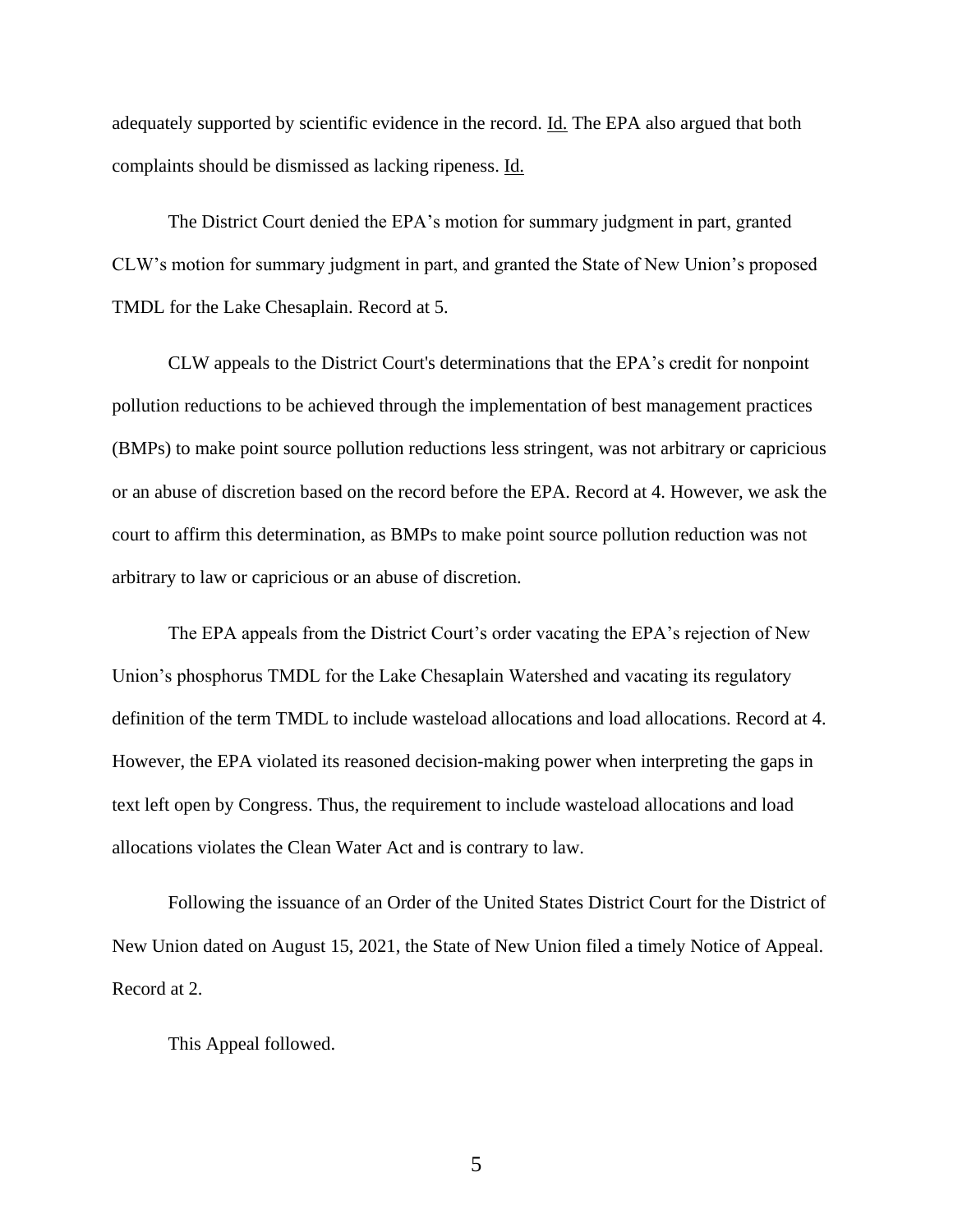adequately supported by scientific evidence in the record. Id. The EPA also argued that both complaints should be dismissed as lacking ripeness. Id.

The District Court denied the EPA's motion for summary judgment in part, granted CLW's motion for summary judgment in part, and granted the State of New Union's proposed TMDL for the Lake Chesaplain. Record at 5.

CLW appeals to the District Court's determinations that the EPA's credit for nonpoint pollution reductions to be achieved through the implementation of best management practices (BMPs) to make point source pollution reductions less stringent, was not arbitrary or capricious or an abuse of discretion based on the record before the EPA. Record at 4. However, we ask the court to affirm this determination, as BMPs to make point source pollution reduction was not arbitrary to law or capricious or an abuse of discretion.

The EPA appeals from the District Court's order vacating the EPA's rejection of New Union's phosphorus TMDL for the Lake Chesaplain Watershed and vacating its regulatory definition of the term TMDL to include wasteload allocations and load allocations. Record at 4. However, the EPA violated its reasoned decision-making power when interpreting the gaps in text left open by Congress. Thus, the requirement to include wasteload allocations and load allocations violates the Clean Water Act and is contrary to law.

Following the issuance of an Order of the United States District Court for the District of New Union dated on August 15, 2021, the State of New Union filed a timely Notice of Appeal. Record at 2.

This Appeal followed.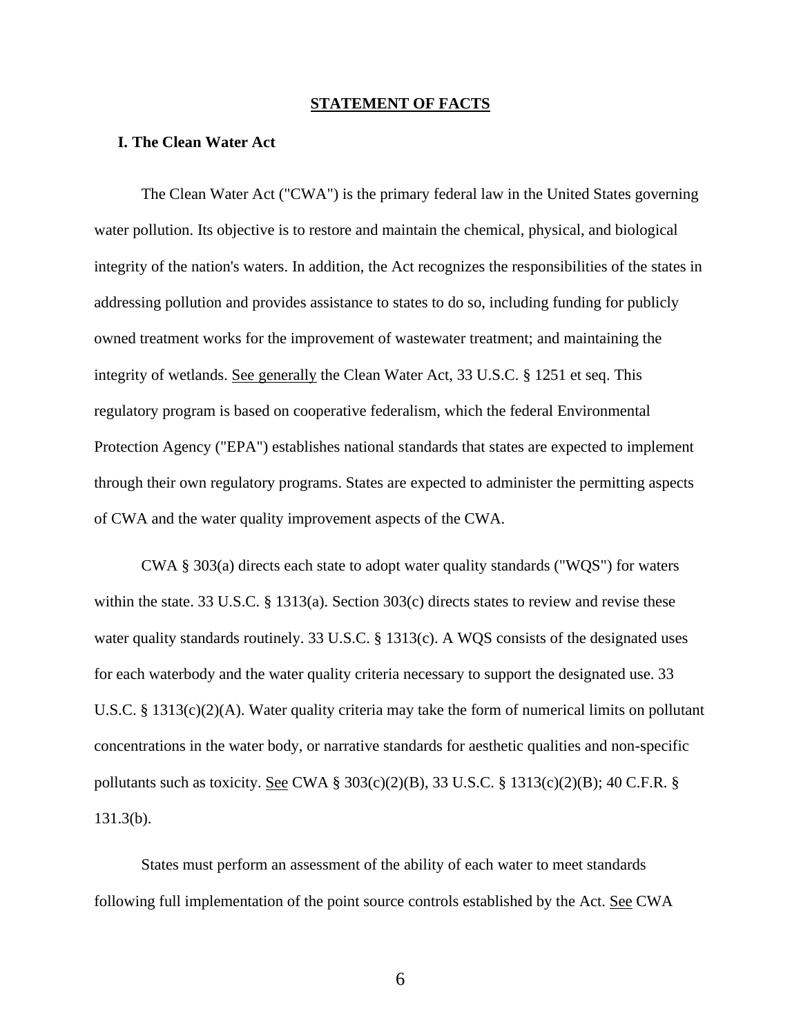## STATEMENT OF FACTS

### I. The Clean Water Act

The Clean Water Act ("CWA") is the primary federal law in the United States governing water pollution. Its objective is to restore and maintain the chemical, physical, and biological integrity of the nation's waters. In addition, the Act recognizes the responsibilities of the states in addressing pollution and provides assistance to states to do so, including funding for publicly owned treatment works for the improvement of wastewater treatment; and maintaining the integrity of wetlands. See generally the Clean Water Act, 33 U.S.C. § 1251 et seq. This regulatory program is based on cooperative federalism, which the federal Environmental Protection Agency ("EPA") establishes national standards that states are expected to implement through their own regulatory programs. States are expected to administer the permitting aspects of CWA and the water quality improvement aspects of the CWA.

CWA § 303(a) directs each state to adopt water quality standards ("WQS") for waters within the state. 33 U.S.C. § 1313(a). Section 303(c) directs states to review and revise these water quality standards routinely. 33 U.S.C. § 1313(c). A WQS consists of the designated uses for each waterbody and the water quality criteria necessary to support the designated use. 33 U.S.C. § 1313(c)(2)(A). Water quality criteria may take the form of numerical limits on pollutant concentrations in the water body, or narrative standards for aesthetic qualities and non-specific pollutants such as toxicity. See CWA § 303(c)(2)(B), 33 U.S.C. § 1313(c)(2)(B); 40 C.F.R. § 131.3(b).

States must perform an assessment of the ability of each water to meet standards following full implementation of the point source controls established by the Act. See CWA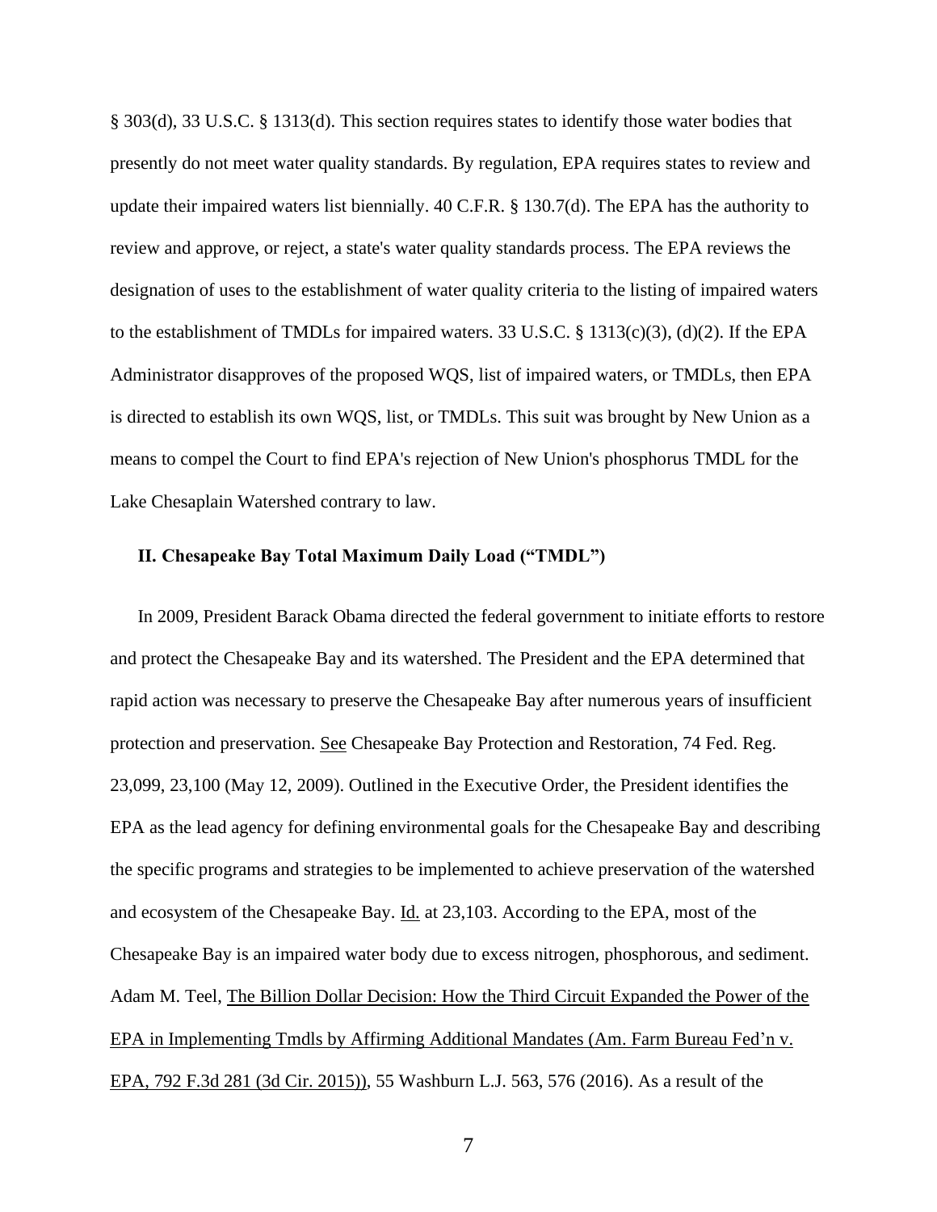§ 303(d), 33 U.S.C. § 1313(d). This section requires states to identify those water bodies that presently do not meet water quality standards. By regulation, EPA requires states to review and update their impaired waters list biennially. 40 C.F.R. § 130.7(d). The EPA has the authority to review and approve, or reject, a state's water quality standards process. The EPA reviews the designation of uses to the establishment of water quality criteria to the listing of impaired waters to the establishment of TMDLs for impaired waters. 33 U.S.C. § 1313(c)(3), (d)(2). If the EPA Administrator disapproves of the proposed WQS, list of impaired waters, or TMDLs, then EPA is directed to establish its own WQS, list, or TMDLs. This suit was brought by New Union as a means to compel the Court to find EPA's rejection of New Union's phosphorus TMDL for the Lake Chesaplain Watershed contrary to law.

### II. Chesapeake Bay Total Maximum Daily Load ("TMDL")

In 2009, President Barack Obama directed the federal government to initiate efforts to restore and protect the Chesapeake Bay and its watershed. The President and the EPA determined that rapid action was necessary to preserve the Chesapeake Bay after numerous years of insufficient protection and preservation. See Chesapeake Bay Protection and Restoration, 74 Fed. Reg. 23,099, 23,100 (May 12, 2009). Outlined in the Executive Order, the President identifies the EPA as the lead agency for defining environmental goals for the Chesapeake Bay and describing the specific programs and strategies to be implemented to achieve preservation of the watershed and ecosystem of the Chesapeake Bay. Id. at 23,103. According to the EPA, most of the Chesapeake Bay is an impaired water body due to excess nitrogen, phosphorous, and sediment. Adam M. Teel, The Billion Dollar Decision: How the Third Circuit Expanded the Power of the EPA in Implementing Tmdls by Affirming Additional Mandates (Am. Farm Bureau Fed'n v. EPA, 792 F.3d 281 (3d Cir. 2015)), 55 Washburn L.J. 563, 576 (2016). As a result of the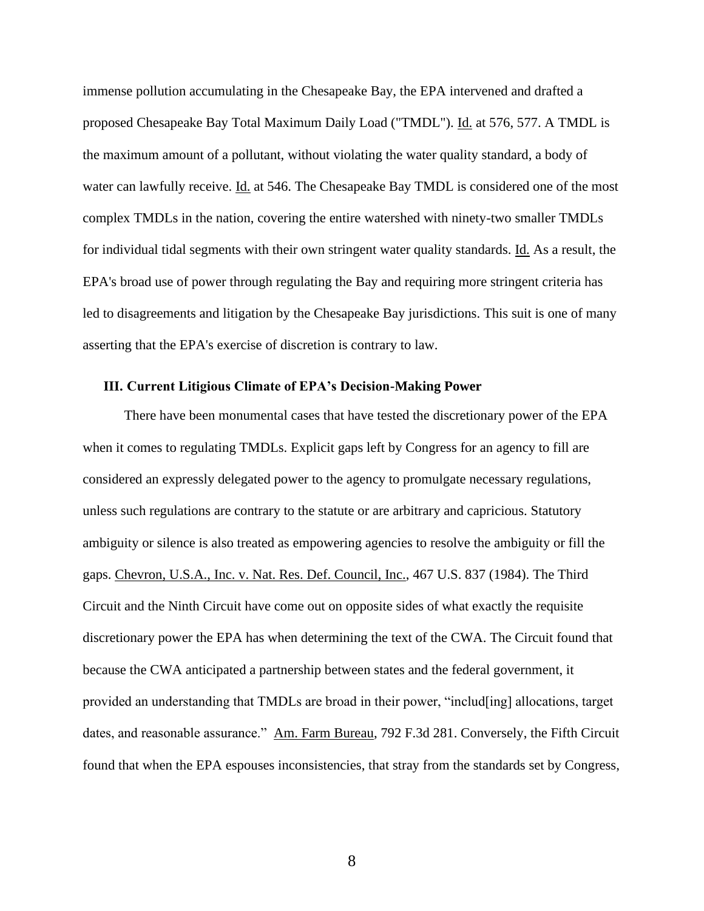immense pollution accumulating in the Chesapeake Bay, the EPA intervened and drafted a proposed Chesapeake Bay Total Maximum Daily Load ("TMDL"). Id. at 576, 577. A TMDL is the maximum amount of a pollutant, without violating the water quality standard, a body of water can lawfully receive. Id. at 546. The Chesapeake Bay TMDL is considered one of the most complex TMDLs in the nation, covering the entire watershed with ninety-two smaller TMDLs for individual tidal segments with their own stringent water quality standards. Id. As a result, the EPA's broad use of power through regulating the Bay and requiring more stringent criteria has led to disagreements and litigation by the Chesapeake Bay jurisdictions. This suit is one of many asserting that the EPA's exercise of discretion is contrary to law.

### III. Current Litigious Climate of EPA's Decision-Making Power

There have been monumental cases that have tested the discretionary power of the EPA when it comes to regulating TMDLs. Explicit gaps left by Congress for an agency to fill are considered an expressly delegated power to the agency to promulgate necessary regulations, unless such regulations are contrary to the statute or are arbitrary and capricious. Statutory ambiguity or silence is also treated as empowering agencies to resolve the ambiguity or fill the gaps. Chevron, U.S.A., Inc. v. Nat. Res. Def. Council, Inc., 467 U.S. 837 (1984). The Third Circuit and the Ninth Circuit have come out on opposite sides of what exactly the requisite discretionary power the EPA has when determining the text of the CWA. The Circuit found that because the CWA anticipated a partnership between states and the federal government, it provided an understanding that TMDLs are broad in their power, "includ[ing] allocations, target dates, and reasonable assurance." Am. Farm Bureau, 792 F.3d 281. Conversely, the Fifth Circuit found that when the EPA espouses inconsistencies, that stray from the standards set by Congress,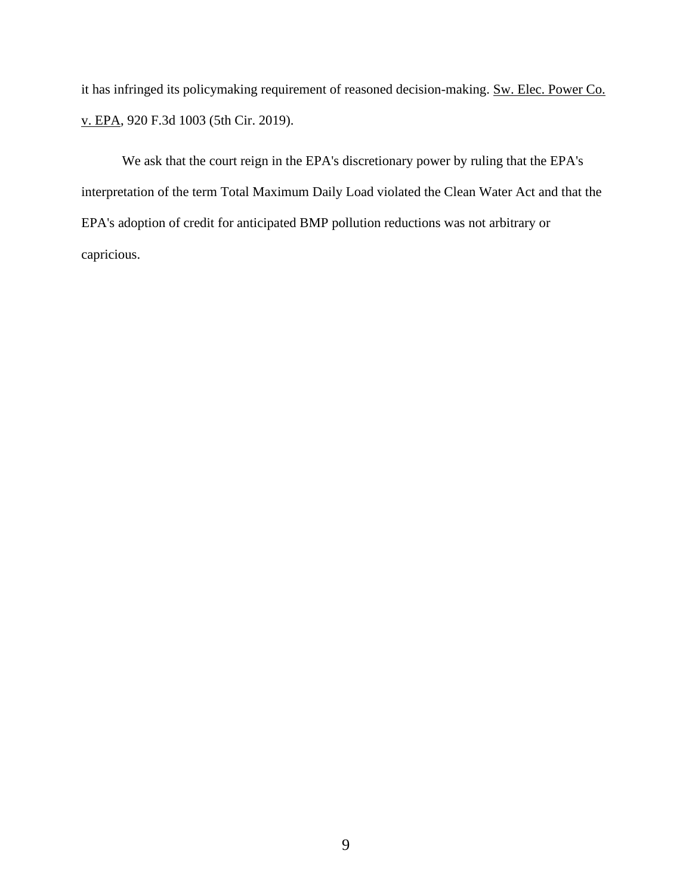it has infringed its policymaking requirement of reasoned decision-making. Sw. Elec. Power Co. v. EPA, 920 F.3d 1003 (5th Cir. 2019).

We ask that the court reign in the EPA's discretionary power by ruling that the EPA's interpretation of the term Total Maximum Daily Load violated the Clean Water Act and that the EPA's adoption of credit for anticipated BMP pollution reductions was not arbitrary or capricious.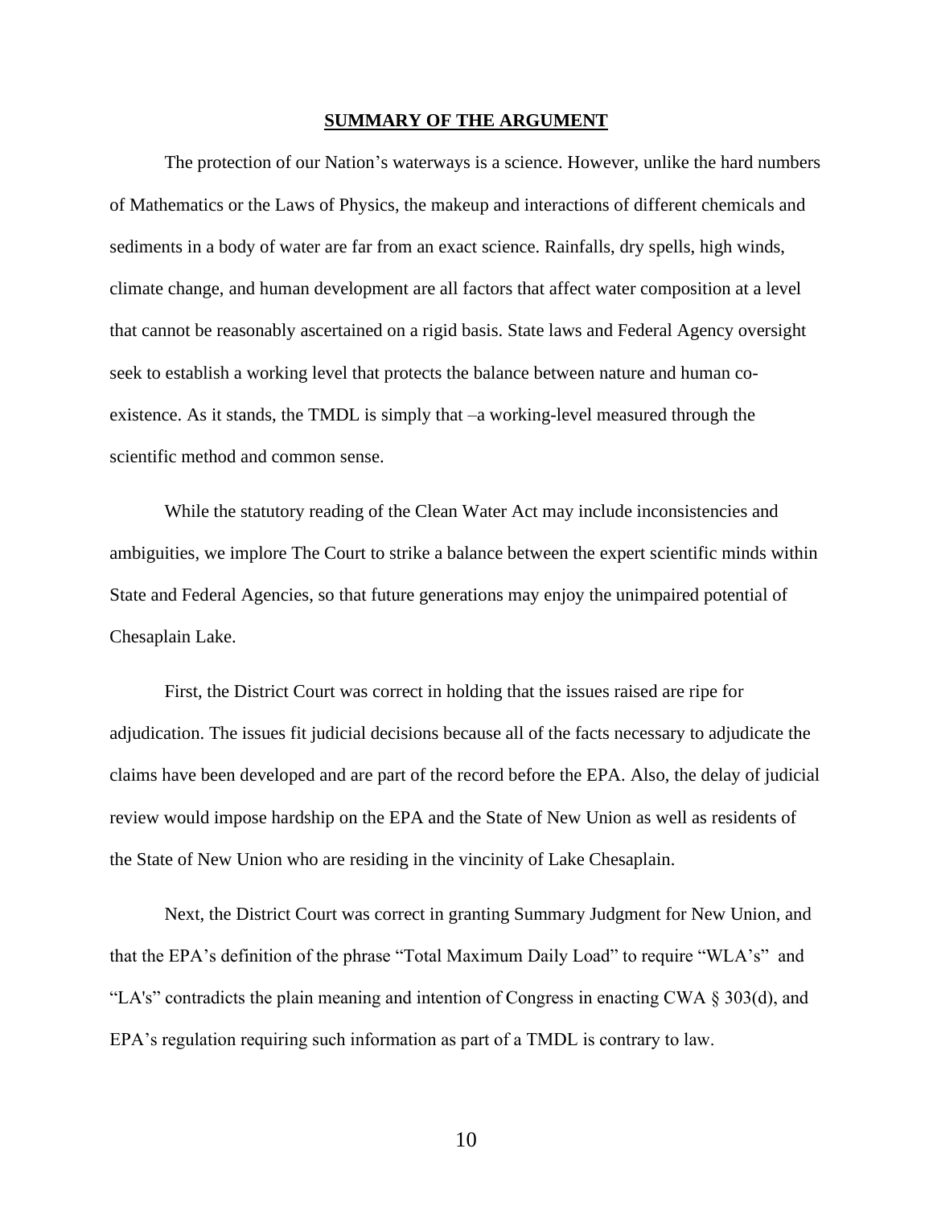## SUMMARY OF THE ARGUMENT

The protection of our Nation's waterways is a science. However, unlike the hard numbers of Mathematics or the Laws of Physics, the makeup and interactions of different chemicals and sediments in a body of water are far from an exact science. Rainfalls, dry spells, high winds, climate change, and human development are all factors that affect water composition at a level that cannot be reasonably ascertained on a rigid basis. State laws and Federal Agency oversight seek to establish a working level that protects the balance between nature and human co-existence. As it stands, the TMDL is simply that –a working-level measured through the scientific method and common sense.

While the statutory reading of the Clean Water Act may include inconsistencies and ambiguities, we implore The Court to strike a balance between the expert scientific minds within State and Federal Agencies, so that future generations may enjoy the unimpaired potential of Chesaplain Lake.

First, the District Court was correct in holding that the issues raised are ripe for adjudication. The issues fit judicial decisions because all of the facts necessary to adjudicate the claims have been developed and are part of the record before the EPA. Also, the delay of judicial review would impose hardship on the EPA and the State of New Union as well as residents of the State of New Union who are residing in the vicinity of Lake Chesaplain.

Next, the District Court was correct in granting Summary Judgment for New Union, and that the EPA's definition of the phrase "Total Maximum Daily Load" to require "WLA's" and "LA's" contradicts the plain meaning and intention of Congress in enacting CWA § 303(d), and EPA's regulation requiring such information as part of a TMDL is contrary to law.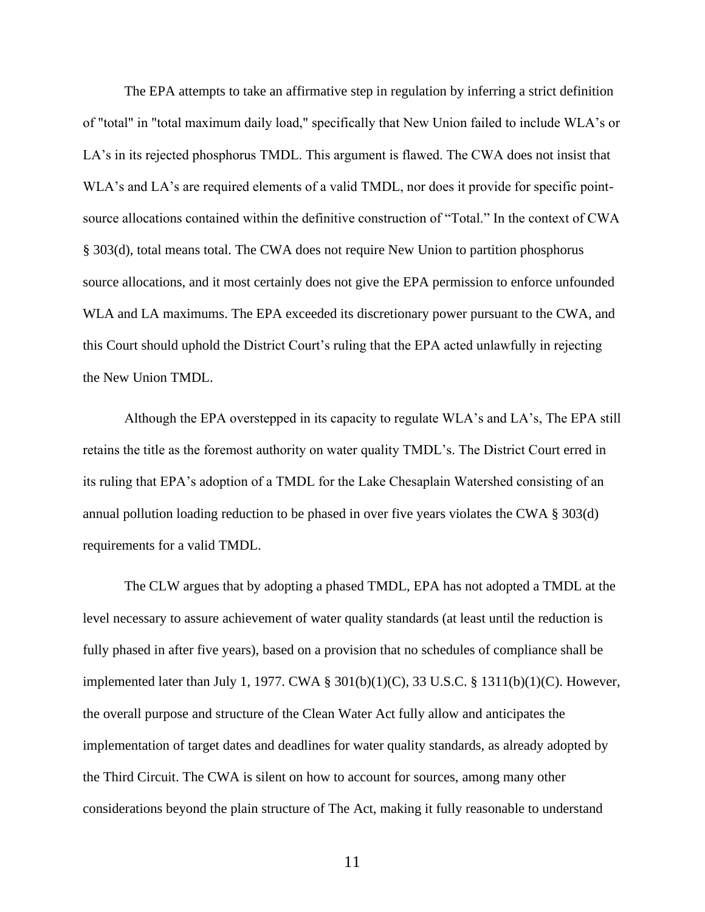The EPA attempts to take an affirmative step in regulation by inferring a strict definition of "total" in "total maximum daily load," specifically that New Union failed to include WLA's or LA's in its rejected phosphorus TMDL. This argument is flawed. The CWA does not insist that WLA's and LA's are required elements of a valid TMDL, nor does it provide for specific point-source allocations contained within the definitive construction of "Total." In the context of CWA § 303(d), total means total. The CWA does not require New Union to partition phosphorus source allocations, and it most certainly does not give the EPA permission to enforce unfounded WLA and LA maximums. The EPA exceeded its discretionary power pursuant to the CWA, and this Court should uphold the District Court's ruling that the EPA acted unlawfully in rejecting the New Union TMDL.

Although the EPA overstepped in its capacity to regulate WLA's and LA's, The EPA still retains the title as the foremost authority on water quality TMDL's. The District Court erred in its ruling that EPA's adoption of a TMDL for the Lake Chesaplain Watershed consisting of an annual pollution loading reduction to be phased in over five years violates the CWA § 303(d) requirements for a valid TMDL.

The CLW argues that by adopting a phased TMDL, EPA has not adopted a TMDL at the level necessary to assure achievement of water quality standards (at least until the reduction is fully phased in after five years), based on a provision that no schedules of compliance shall be implemented later than July 1, 1977. CWA § 301(b)(1)(C), 33 U.S.C. § 1311(b)(1)(C). However, the overall purpose and structure of the Clean Water Act fully allow and anticipates the implementation of target dates and deadlines for water quality standards, as already adopted by the Third Circuit. The CWA is silent on how to account for sources, among many other considerations beyond the plain structure of The Act, making it fully reasonable to understand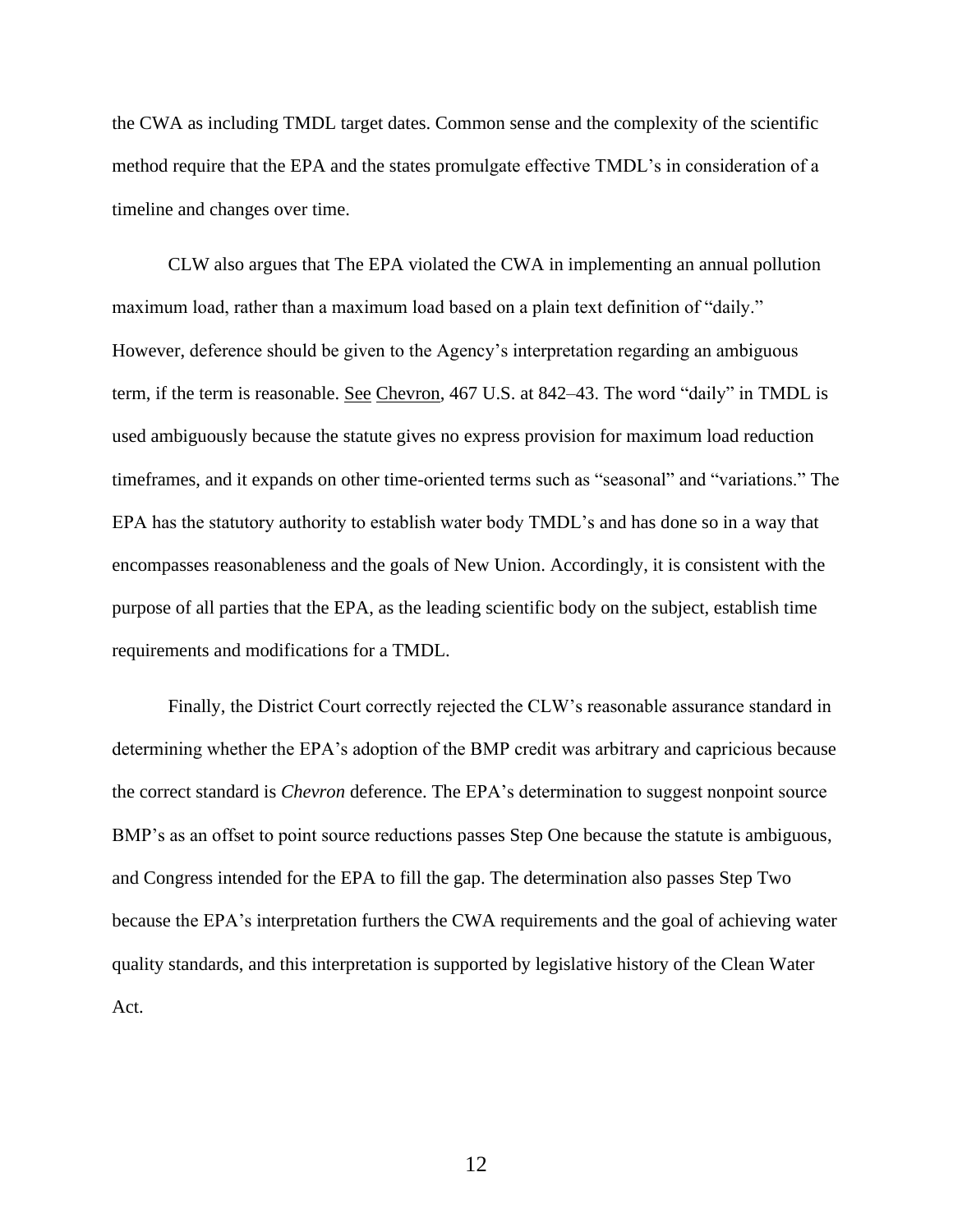the CWA as including TMDL target dates. Common sense and the complexity of the scientific method require that the EPA and the states promulgate effective TMDL's in consideration of a timeline and changes over time.

CLW also argues that The EPA violated the CWA in implementing an annual pollution maximum load, rather than a maximum load based on a plain text definition of "daily." However, deference should be given to the Agency's interpretation regarding an ambiguous term, if the term is reasonable. See Chevron, 467 U.S. at 842–43. The word "daily" in TMDL is used ambiguously because the statute gives no express provision for maximum load reduction timeframes, and it expands on other time-oriented terms such as "seasonal" and "variations." The EPA has the statutory authority to establish water body TMDL's and has done so in a way that encompasses reasonableness and the goals of New Union. Accordingly, it is consistent with the purpose of all parties that the EPA, as the leading scientific body on the subject, establish time requirements and modifications for a TMDL.

Finally, the District Court correctly rejected the CLW's reasonable assurance standard in determining whether the EPA's adoption of the BMP credit was arbitrary and capricious because the correct standard is *Chevron* deference. The EPA's determination to suggest nonpoint source BMP's as an offset to point source reductions passes Step One because the statute is ambiguous, and Congress intended for the EPA to fill the gap. The determination also passes Step Two because the EPA's interpretation furthers the CWA requirements and the goal of achieving water quality standards, and this interpretation is supported by legislative history of the Clean Water Act.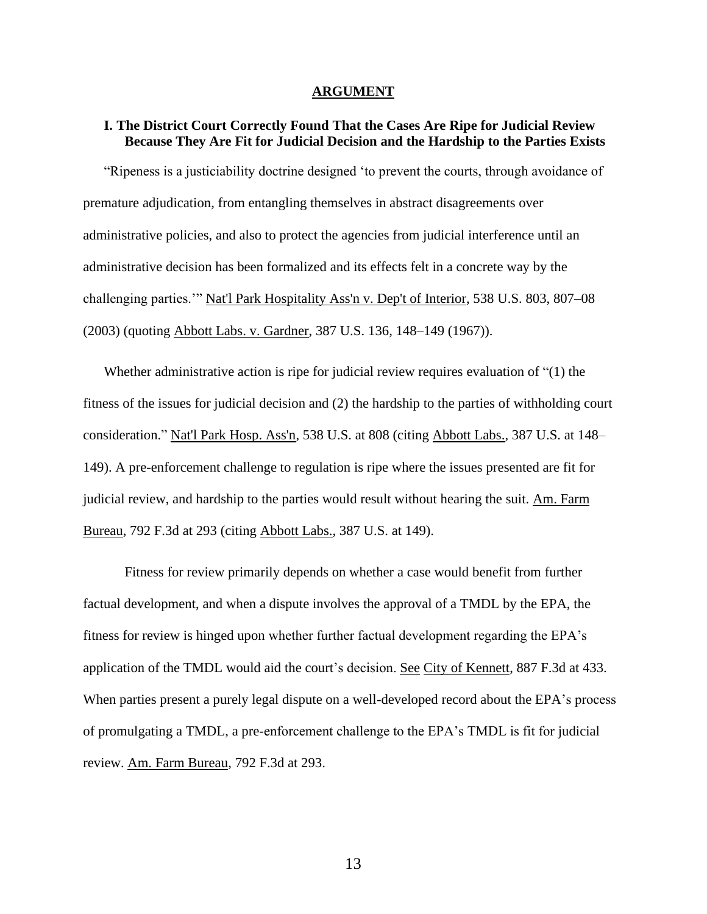## ARGUMENT

### I. The District Court Correctly Found That the Cases Are Ripe for Judicial Review Because They Are Fit for Judicial Decision and the Hardship to the Parties Exists

"Ripeness is a justiciability doctrine designed 'to prevent the courts, through avoidance of premature adjudication, from entangling themselves in abstract disagreements over administrative policies, and also to protect the agencies from judicial interference until an administrative decision has been formalized and its effects felt in a concrete way by the challenging parties.'" Nat'l Park Hospitality Ass'n v. Dep't of Interior, 538 U.S. 803, 807–08 (2003) (quoting Abbott Labs. v. Gardner, 387 U.S. 136, 148–149 (1967)).

Whether administrative action is ripe for judicial review requires evaluation of "(1) the fitness of the issues for judicial decision and (2) the hardship to the parties of withholding court consideration." Nat'l Park Hosp. Ass'n, 538 U.S. at 808 (citing Abbott Labs., 387 U.S. at 148–149). A pre-enforcement challenge to regulation is ripe where the issues presented are fit for judicial review, and hardship to the parties would result without hearing the suit. Am. Farm Bureau, 792 F.3d at 293 (citing Abbott Labs., 387 U.S. at 149).

Fitness for review primarily depends on whether a case would benefit from further factual development, and when a dispute involves the approval of a TMDL by the EPA, the fitness for review is hinged upon whether further factual development regarding the EPA's application of the TMDL would aid the court's decision. See City of Kennett, 887 F.3d at 433. When parties present a purely legal dispute on a well-developed record about the EPA's process of promulgating a TMDL, a pre-enforcement challenge to the EPA's TMDL is fit for judicial review. Am. Farm Bureau, 792 F.3d at 293.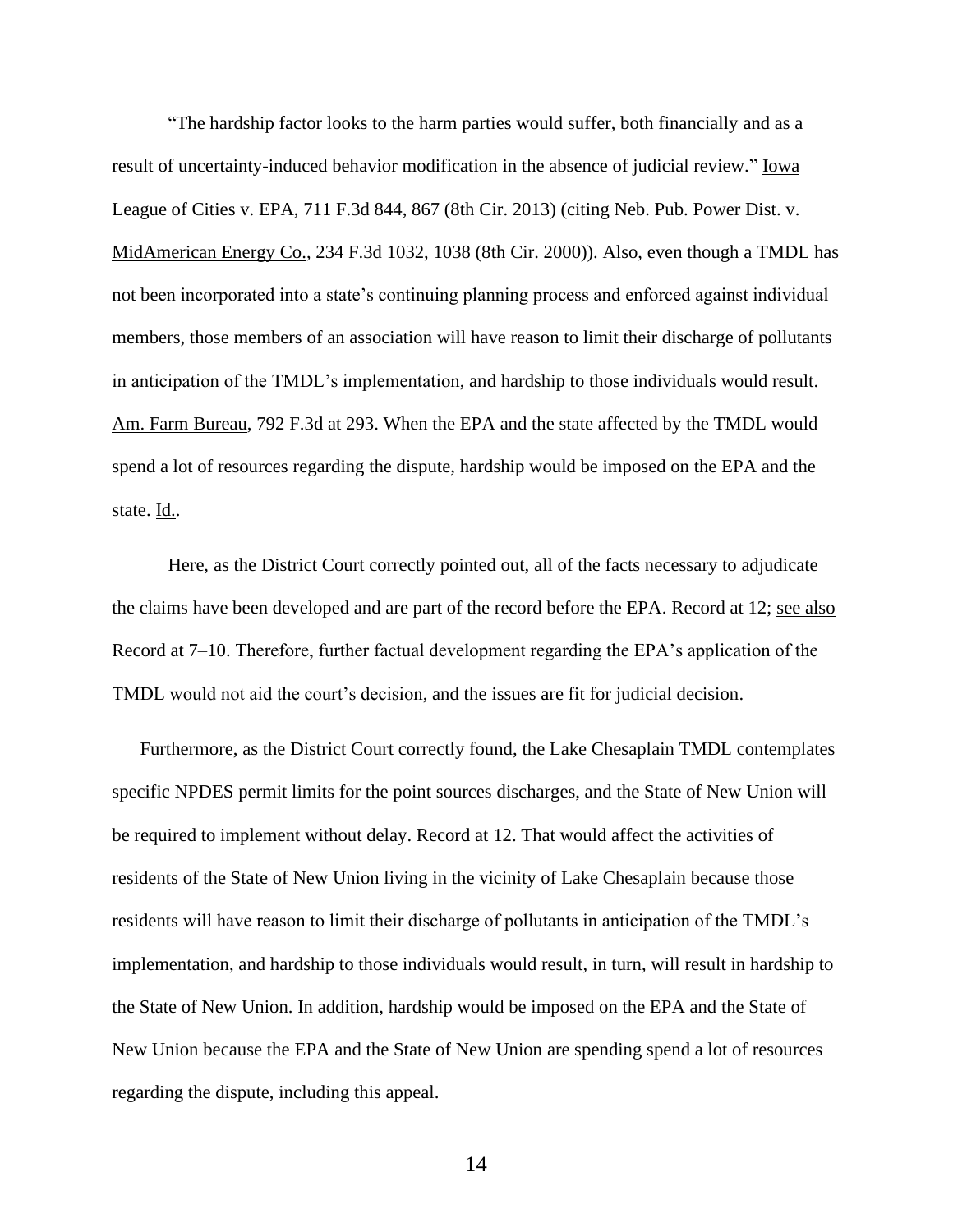"The hardship factor looks to the harm parties would suffer, both financially and as a result of uncertainty-induced behavior modification in the absence of judicial review." Iowa League of Cities v. EPA, 711 F.3d 844, 867 (8th Cir. 2013) (citing Neb. Pub. Power Dist. v. MidAmerican Energy Co., 234 F.3d 1032, 1038 (8th Cir. 2000)). Also, even though a TMDL has not been incorporated into a state's continuing planning process and enforced against individual members, those members of an association will have reason to limit their discharge of pollutants in anticipation of the TMDL's implementation, and hardship to those individuals would result. Am. Farm Bureau, 792 F.3d at 293. When the EPA and the state affected by the TMDL would spend a lot of resources regarding the dispute, hardship would be imposed on the EPA and the state. Id..

Here, as the District Court correctly pointed out, all of the facts necessary to adjudicate the claims have been developed and are part of the record before the EPA. Record at 12; see also Record at 7–10. Therefore, further factual development regarding the EPA's application of the TMDL would not aid the court's decision, and the issues are fit for judicial decision.

Furthermore, as the District Court correctly found, the Lake Chesaplain TMDL contemplates specific NPDES permit limits for the point sources discharges, and the State of New Union will be required to implement without delay. Record at 12. That would affect the activities of residents of the State of New Union living in the vicinity of Lake Chesaplain because those residents will have reason to limit their discharge of pollutants in anticipation of the TMDL's implementation, and hardship to those individuals would result, in turn, will result in hardship to the State of New Union. In addition, hardship would be imposed on the EPA and the State of New Union because the EPA and the State of New Union are spending spend a lot of resources regarding the dispute, including this appeal.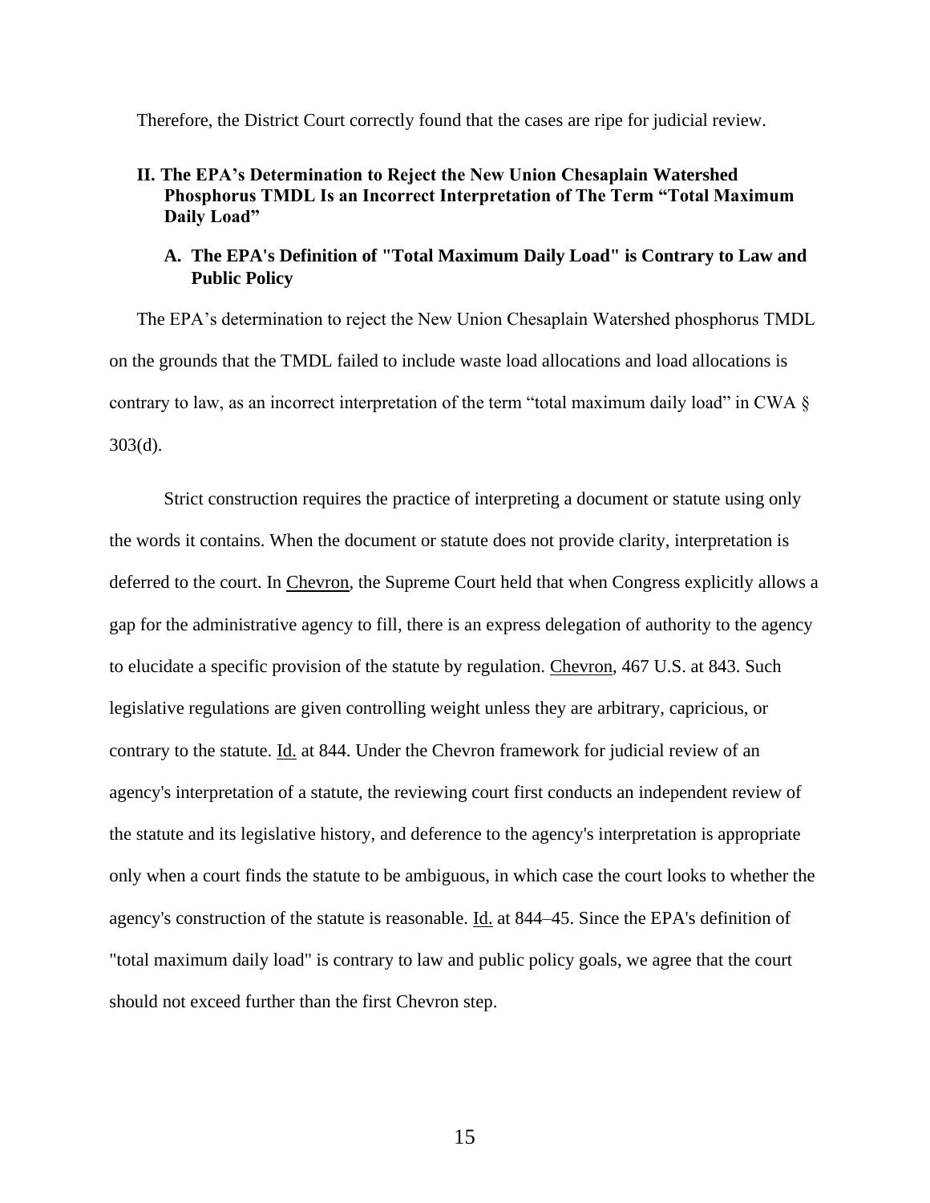Therefore, the District Court correctly found that the cases are ripe for judicial review.

## II. The EPA's Determination to Reject the New Union Chesaplain Watershed Phosphorus TMDL Is an Incorrect Interpretation of The Term "Total Maximum Daily Load"

### A. The EPA's Definition of "Total Maximum Daily Load" is Contrary to Law and Public Policy

The EPA's determination to reject the New Union Chesaplain Watershed phosphorus TMDL on the grounds that the TMDL failed to include waste load allocations and load allocations is contrary to law, as an incorrect interpretation of the term "total maximum daily load" in CWA § 303(d).

Strict construction requires the practice of interpreting a document or statute using only the words it contains. When the document or statute does not provide clarity, interpretation is deferred to the court. In Chevron, the Supreme Court held that when Congress explicitly allows a gap for the administrative agency to fill, there is an express delegation of authority to the agency to elucidate a specific provision of the statute by regulation. Chevron, 467 U.S. at 843. Such legislative regulations are given controlling weight unless they are arbitrary, capricious, or contrary to the statute. Id. at 844. Under the Chevron framework for judicial review of an agency's interpretation of a statute, the reviewing court first conducts an independent review of the statute and its legislative history, and deference to the agency's interpretation is appropriate only when a court finds the statute to be ambiguous, in which case the court looks to whether the agency's construction of the statute is reasonable. Id. at 844–45. Since the EPA's definition of "total maximum daily load" is contrary to law and public policy goals, we agree that the court should not exceed further than the first Chevron step.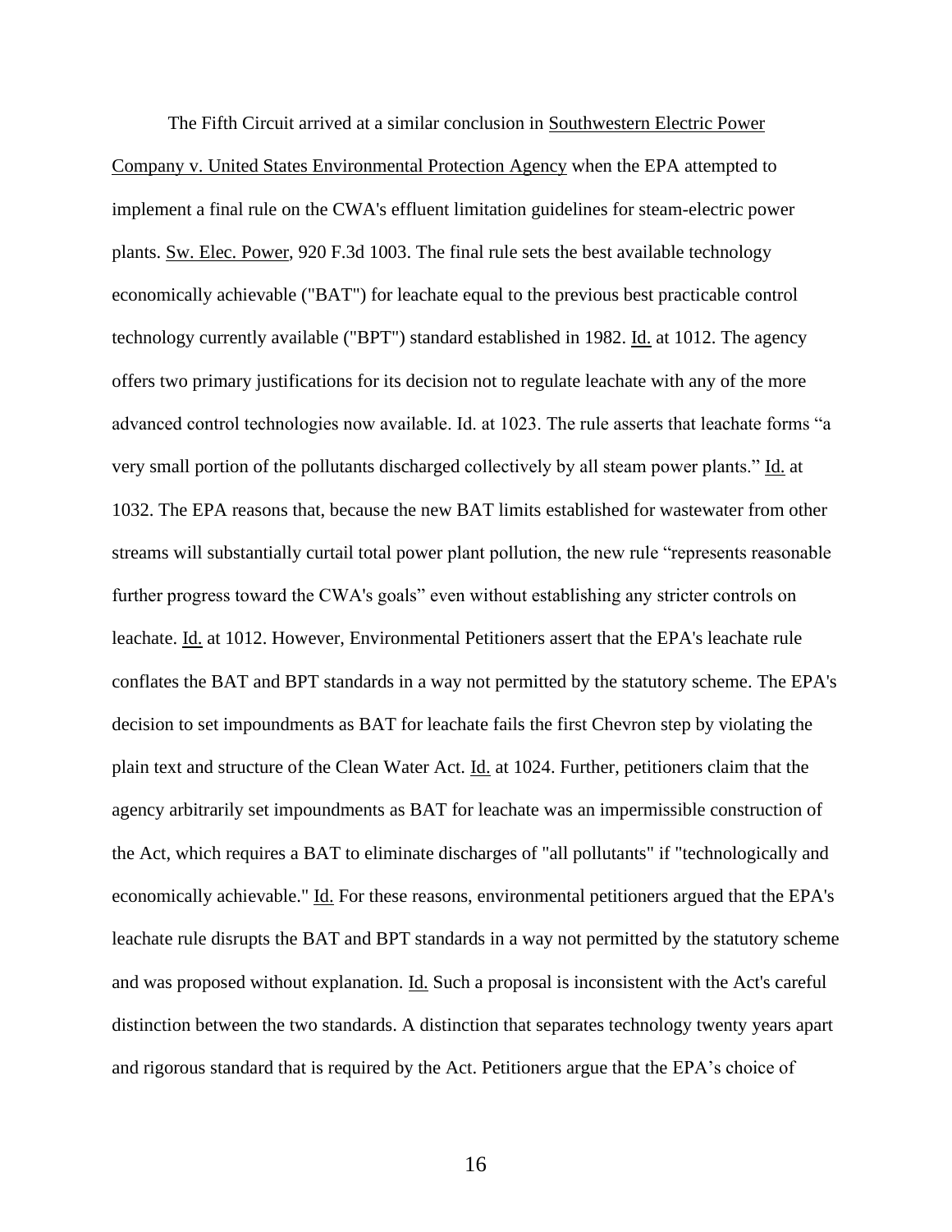The Fifth Circuit arrived at a similar conclusion in Southwestern Electric Power Company v. United States Environmental Protection Agency when the EPA attempted to implement a final rule on the CWA's effluent limitation guidelines for steam-electric power plants. Sw. Elec. Power, 920 F.3d 1003. The final rule sets the best available technology economically achievable ("BAT") for leachate equal to the previous best practicable control technology currently available ("BPT") standard established in 1982. Id. at 1012. The agency offers two primary justifications for its decision not to regulate leachate with any of the more advanced control technologies now available. Id. at 1023. The rule asserts that leachate forms "a very small portion of the pollutants discharged collectively by all steam power plants." Id. at 1032. The EPA reasons that, because the new BAT limits established for wastewater from other streams will substantially curtail total power plant pollution, the new rule "represents reasonable further progress toward the CWA's goals" even without establishing any stricter controls on leachate. Id. at 1012. However, Environmental Petitioners assert that the EPA's leachate rule conflates the BAT and BPT standards in a way not permitted by the statutory scheme. The EPA's decision to set impoundments as BAT for leachate fails the first Chevron step by violating the plain text and structure of the Clean Water Act. Id. at 1024. Further, petitioners claim that the agency arbitrarily set impoundments as BAT for leachate was an impermissible construction of the Act, which requires a BAT to eliminate discharges of "all pollutants" if "technologically and economically achievable." Id. For these reasons, environmental petitioners argued that the EPA's leachate rule disrupts the BAT and BPT standards in a way not permitted by the statutory scheme and was proposed without explanation. Id. Such a proposal is inconsistent with the Act's careful distinction between the two standards. A distinction that separates technology twenty years apart and rigorous standard that is required by the Act. Petitioners argue that the EPA's choice of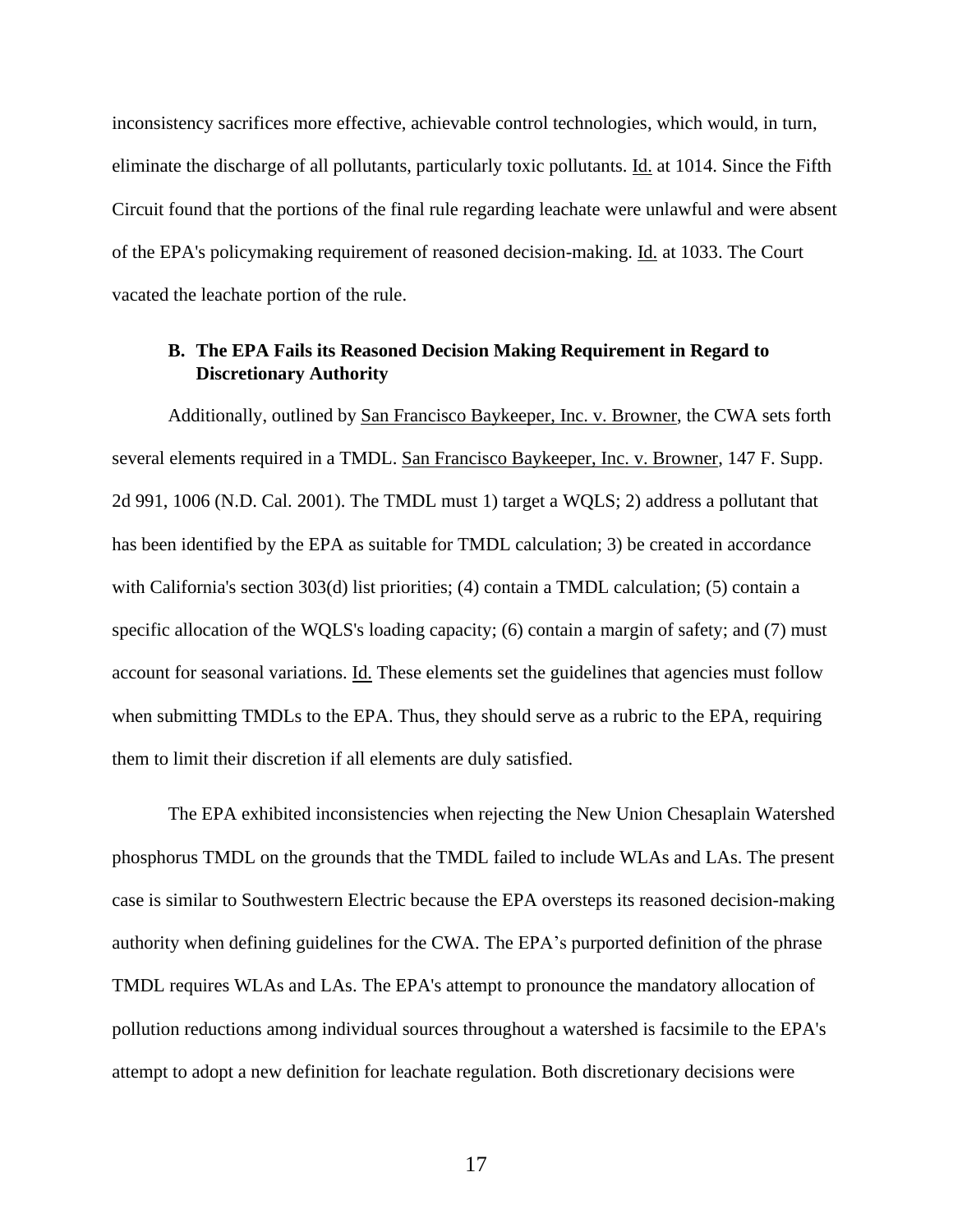inconsistency sacrifices more effective, achievable control technologies, which would, in turn, eliminate the discharge of all pollutants, particularly toxic pollutants. Id. at 1014. Since the Fifth Circuit found that the portions of the final rule regarding leachate were unlawful and were absent of the EPA's policymaking requirement of reasoned decision-making. Id. at 1033. The Court vacated the leachate portion of the rule.

### B. The EPA Fails its Reasoned Decision Making Requirement in Regard to Discretionary Authority

Additionally, outlined by San Francisco Baykeeper, Inc. v. Browner, the CWA sets forth several elements required in a TMDL. San Francisco Baykeeper, Inc. v. Browner, 147 F. Supp. 2d 991, 1006 (N.D. Cal. 2001). The TMDL must 1) target a WQLS; 2) address a pollutant that has been identified by the EPA as suitable for TMDL calculation; 3) be created in accordance with California's section 303(d) list priorities; (4) contain a TMDL calculation; (5) contain a specific allocation of the WQLS's loading capacity; (6) contain a margin of safety; and (7) must account for seasonal variations. Id. These elements set the guidelines that agencies must follow when submitting TMDLs to the EPA. Thus, they should serve as a rubric to the EPA, requiring them to limit their discretion if all elements are duly satisfied.

The EPA exhibited inconsistencies when rejecting the New Union Chesaplain Watershed phosphorus TMDL on the grounds that the TMDL failed to include WLAs and LAs. The present case is similar to Southwestern Electric because the EPA oversteps its reasoned decision-making authority when defining guidelines for the CWA. The EPA's purported definition of the phrase TMDL requires WLAs and LAs. The EPA's attempt to pronounce the mandatory allocation of pollution reductions among individual sources throughout a watershed is facsimile to the EPA's attempt to adopt a new definition for leachate regulation. Both discretionary decisions were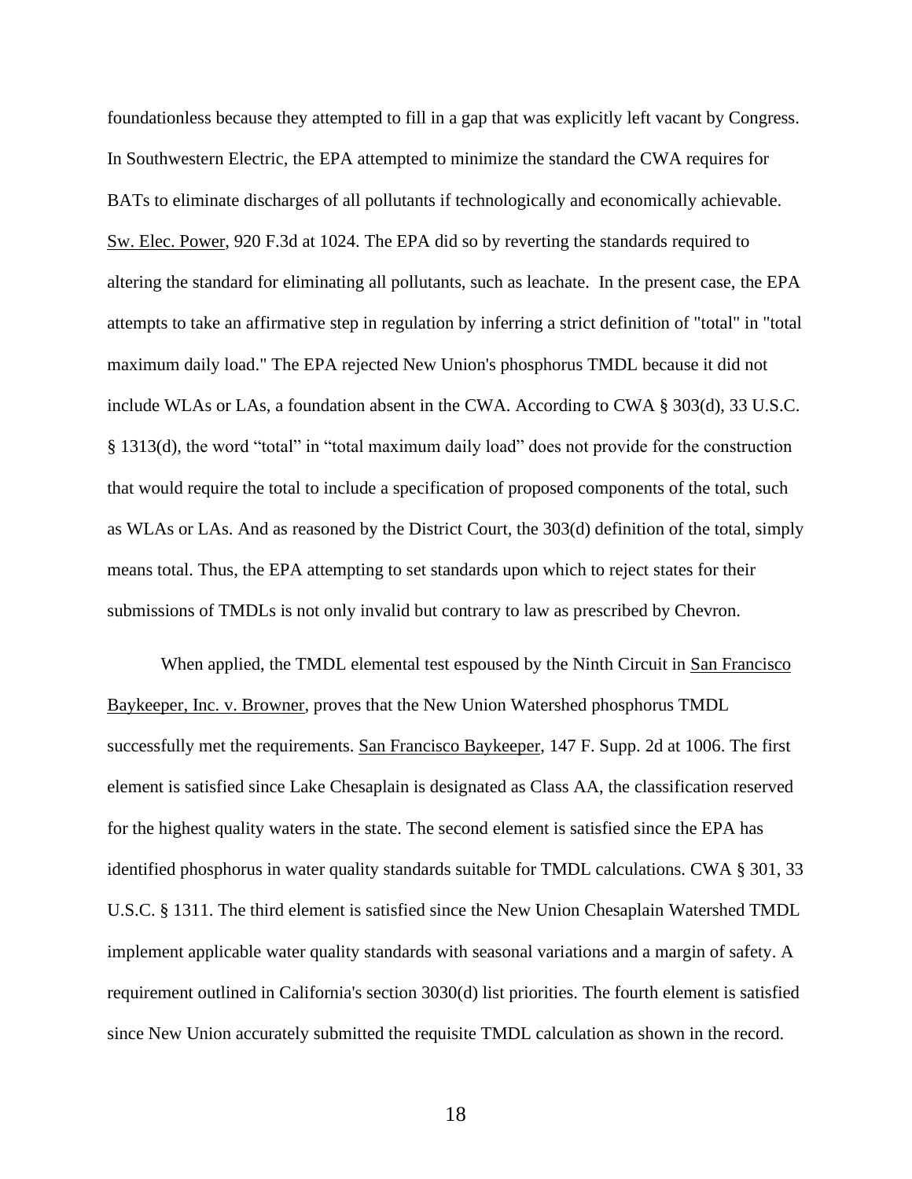foundationless because they attempted to fill in a gap that was explicitly left vacant by Congress. In Southwestern Electric, the EPA attempted to minimize the standard the CWA requires for BATs to eliminate discharges of all pollutants if technologically and economically achievable. Sw. Elec. Power, 920 F.3d at 1024. The EPA did so by reverting the standards required to altering the standard for eliminating all pollutants, such as leachate.  In the present case, the EPA attempts to take an affirmative step in regulation by inferring a strict definition of "total" in "total maximum daily load." The EPA rejected New Union's phosphorus TMDL because it did not include WLAs or LAs, a foundation absent in the CWA. According to CWA § 303(d), 33 U.S.C. § 1313(d), the word "total" in "total maximum daily load" does not provide for the construction that would require the total to include a specification of proposed components of the total, such as WLAs or LAs. And as reasoned by the District Court, the 303(d) definition of the total, simply means total. Thus, the EPA attempting to set standards upon which to reject states for their submissions of TMDLs is not only invalid but contrary to law as prescribed by Chevron.

When applied, the TMDL elemental test espoused by the Ninth Circuit in San Francisco Baykeeper, Inc. v. Browner, proves that the New Union Watershed phosphorus TMDL successfully met the requirements. San Francisco Baykeeper, 147 F. Supp. 2d at 1006. The first element is satisfied since Lake Chesaplain is designated as Class AA, the classification reserved for the highest quality waters in the state. The second element is satisfied since the EPA has identified phosphorus in water quality standards suitable for TMDL calculations. CWA § 301, 33 U.S.C. § 1311. The third element is satisfied since the New Union Chesaplain Watershed TMDL implement applicable water quality standards with seasonal variations and a margin of safety. A requirement outlined in California's section 3030(d) list priorities. The fourth element is satisfied since New Union accurately submitted the requisite TMDL calculation as shown in the record.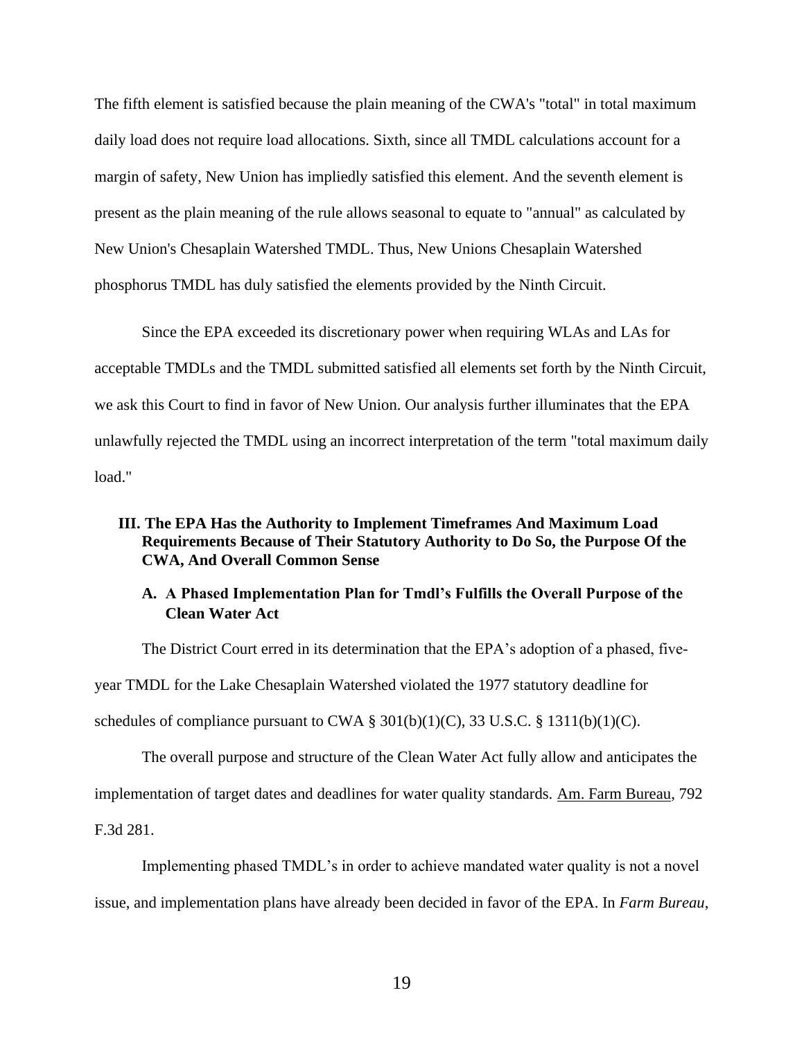The fifth element is satisfied because the plain meaning of the CWA's "total" in total maximum daily load does not require load allocations. Sixth, since all TMDL calculations account for a margin of safety, New Union has impliedly satisfied this element. And the seventh element is present as the plain meaning of the rule allows seasonal to equate to "annual" as calculated by New Union's Chesaplain Watershed TMDL. Thus, New Unions Chesaplain Watershed phosphorus TMDL has duly satisfied the elements provided by the Ninth Circuit.

Since the EPA exceeded its discretionary power when requiring WLAs and LAs for acceptable TMDLs and the TMDL submitted satisfied all elements set forth by the Ninth Circuit, we ask this Court to find in favor of New Union. Our analysis further illuminates that the EPA unlawfully rejected the TMDL using an incorrect interpretation of the term "total maximum daily load."

## III. The EPA Has the Authority to Implement Timeframes And Maximum Load Requirements Because of Their Statutory Authority to Do So, the Purpose Of the CWA, And Overall Common Sense

### A. A Phased Implementation Plan for Tmdl's Fulfills the Overall Purpose of the Clean Water Act

The District Court erred in its determination that the EPA's adoption of a phased, five-year TMDL for the Lake Chesaplain Watershed violated the 1977 statutory deadline for schedules of compliance pursuant to CWA § 301(b)(1)(C), 33 U.S.C. § 1311(b)(1)(C).

The overall purpose and structure of the Clean Water Act fully allow and anticipates the implementation of target dates and deadlines for water quality standards. Am. Farm Bureau, 792 F.3d 281.

Implementing phased TMDL's in order to achieve mandated water quality is not a novel issue, and implementation plans have already been decided in favor of the EPA. In *Farm Bureau*,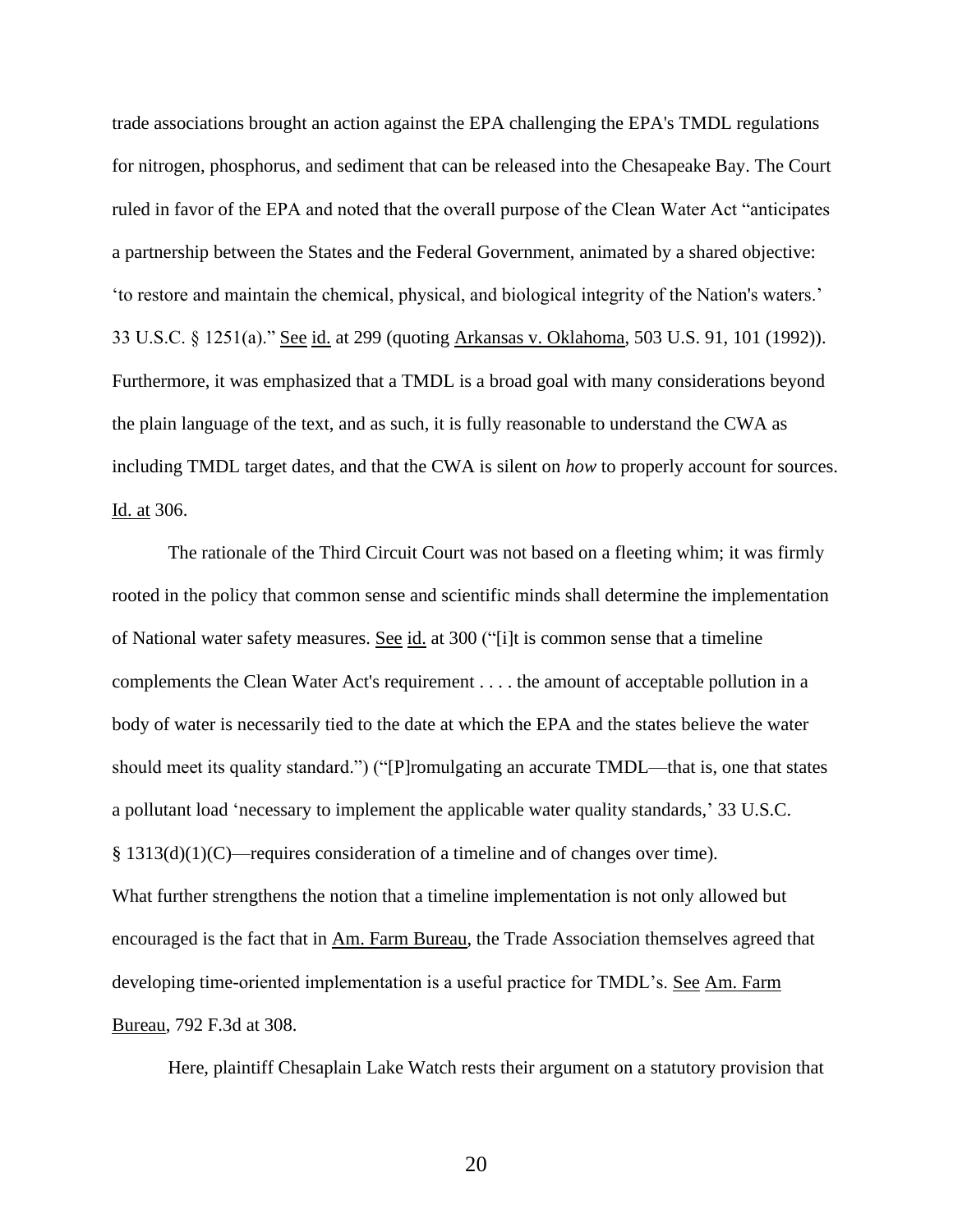trade associations brought an action against the EPA challenging the EPA's TMDL regulations for nitrogen, phosphorus, and sediment that can be released into the Chesapeake Bay. The Court ruled in favor of the EPA and noted that the overall purpose of the Clean Water Act "anticipates a partnership between the States and the Federal Government, animated by a shared objective: 'to restore and maintain the chemical, physical, and biological integrity of the Nation's waters.' 33 U.S.C. § 1251(a)." See id. at 299 (quoting Arkansas v. Oklahoma, 503 U.S. 91, 101 (1992)). Furthermore, it was emphasized that a TMDL is a broad goal with many considerations beyond the plain language of the text, and as such, it is fully reasonable to understand the CWA as including TMDL target dates, and that the CWA is silent on *how* to properly account for sources. Id. at 306.

The rationale of the Third Circuit Court was not based on a fleeting whim; it was firmly rooted in the policy that common sense and scientific minds shall determine the implementation of National water safety measures. See id. at 300 ("[i]t is common sense that a timeline complements the Clean Water Act's requirement . . . . the amount of acceptable pollution in a body of water is necessarily tied to the date at which the EPA and the states believe the water should meet its quality standard.") ("[P]romulgating an accurate TMDL—that is, one that states a pollutant load 'necessary to implement the applicable water quality standards,' 33 U.S.C. § 1313(d)(1)(C)—requires consideration of a timeline and of changes over time).
What further strengthens the notion that a timeline implementation is not only allowed but encouraged is the fact that in Am. Farm Bureau, the Trade Association themselves agreed that developing time-oriented implementation is a useful practice for TMDL's. See Am. Farm Bureau, 792 F.3d at 308.

Here, plaintiff Chesaplain Lake Watch rests their argument on a statutory provision that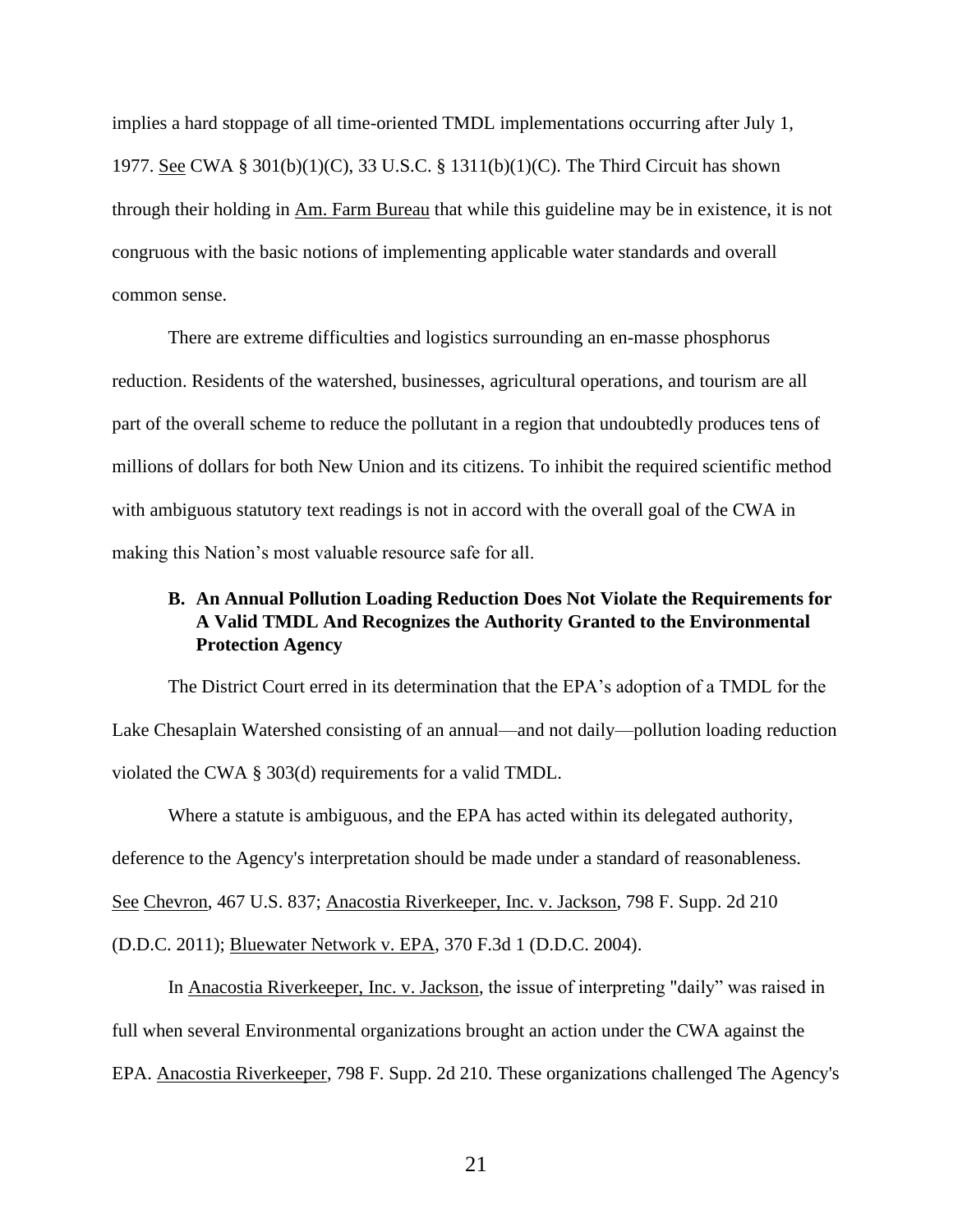implies a hard stoppage of all time-oriented TMDL implementations occurring after July 1, 1977. See CWA § 301(b)(1)(C), 33 U.S.C. § 1311(b)(1)(C). The Third Circuit has shown through their holding in Am. Farm Bureau that while this guideline may be in existence, it is not congruous with the basic notions of implementing applicable water standards and overall common sense.

There are extreme difficulties and logistics surrounding an en-masse phosphorus reduction. Residents of the watershed, businesses, agricultural operations, and tourism are all part of the overall scheme to reduce the pollutant in a region that undoubtedly produces tens of millions of dollars for both New Union and its citizens. To inhibit the required scientific method with ambiguous statutory text readings is not in accord with the overall goal of the CWA in making this Nation's most valuable resource safe for all.

### B. An Annual Pollution Loading Reduction Does Not Violate the Requirements for A Valid TMDL And Recognizes the Authority Granted to the Environmental Protection Agency

The District Court erred in its determination that the EPA's adoption of a TMDL for the Lake Chesaplain Watershed consisting of an annual—and not daily—pollution loading reduction violated the CWA § 303(d) requirements for a valid TMDL.

Where a statute is ambiguous, and the EPA has acted within its delegated authority, deference to the Agency's interpretation should be made under a standard of reasonableness. See Chevron, 467 U.S. 837; Anacostia Riverkeeper, Inc. v. Jackson, 798 F. Supp. 2d 210 (D.D.C. 2011); Bluewater Network v. EPA, 370 F.3d 1 (D.D.C. 2004).

In Anacostia Riverkeeper, Inc. v. Jackson, the issue of interpreting "daily" was raised in full when several Environmental organizations brought an action under the CWA against the EPA. Anacostia Riverkeeper, 798 F. Supp. 2d 210. These organizations challenged The Agency's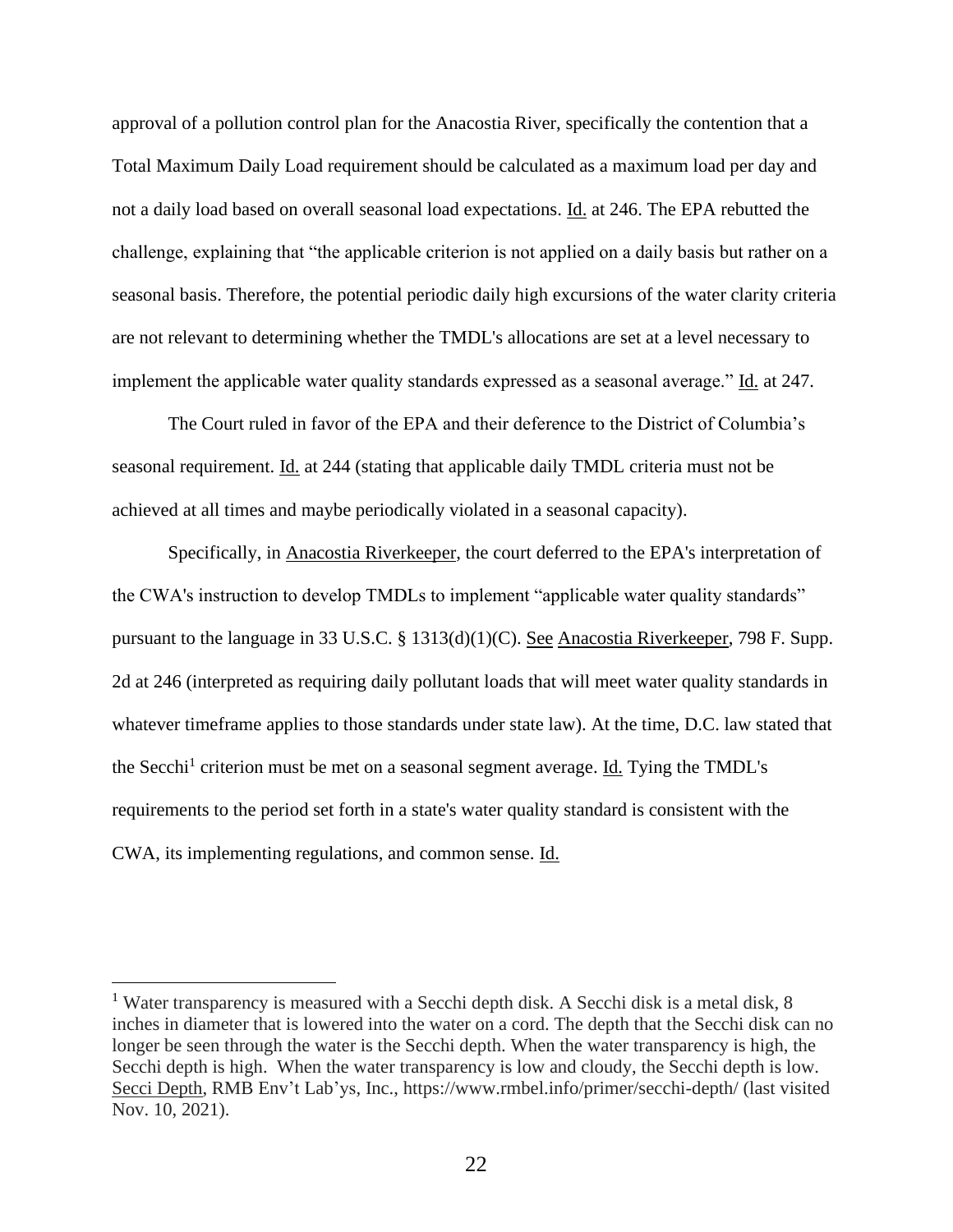approval of a pollution control plan for the Anacostia River, specifically the contention that a Total Maximum Daily Load requirement should be calculated as a maximum load per day and not a daily load based on overall seasonal load expectations. Id. at 246. The EPA rebutted the challenge, explaining that "the applicable criterion is not applied on a daily basis but rather on a seasonal basis. Therefore, the potential periodic daily high excursions of the water clarity criteria are not relevant to determining whether the TMDL's allocations are set at a level necessary to implement the applicable water quality standards expressed as a seasonal average." Id. at 247.

The Court ruled in favor of the EPA and their deference to the District of Columbia's seasonal requirement. Id. at 244 (stating that applicable daily TMDL criteria must not be achieved at all times and maybe periodically violated in a seasonal capacity).

Specifically, in Anacostia Riverkeeper, the court deferred to the EPA's interpretation of the CWA's instruction to develop TMDLs to implement "applicable water quality standards" pursuant to the language in 33 U.S.C. § 1313(d)(1)(C). See Anacostia Riverkeeper, 798 F. Supp. 2d at 246 (interpreted as requiring daily pollutant loads that will meet water quality standards in whatever timeframe applies to those standards under state law). At the time, D.C. law stated that the Secchi[1] criterion must be met on a seasonal segment average. Id. Tying the TMDL's requirements to the period set forth in a state's water quality standard is consistent with the CWA, its implementing regulations, and common sense. Id.

---

[1] Water transparency is measured with a Secchi depth disk. A Secchi disk is a metal disk, 8 inches in diameter that is lowered into the water on a cord. The depth that the Secchi disk can no longer be seen through the water is the Secchi depth. When the water transparency is high, the Secchi depth is high. When the water transparency is low and cloudy, the Secchi depth is low. Secci Depth, RMB Env't Lab'ys, Inc., https://www.rmbel.info/primer/secchi-depth/ (last visited Nov. 10, 2021).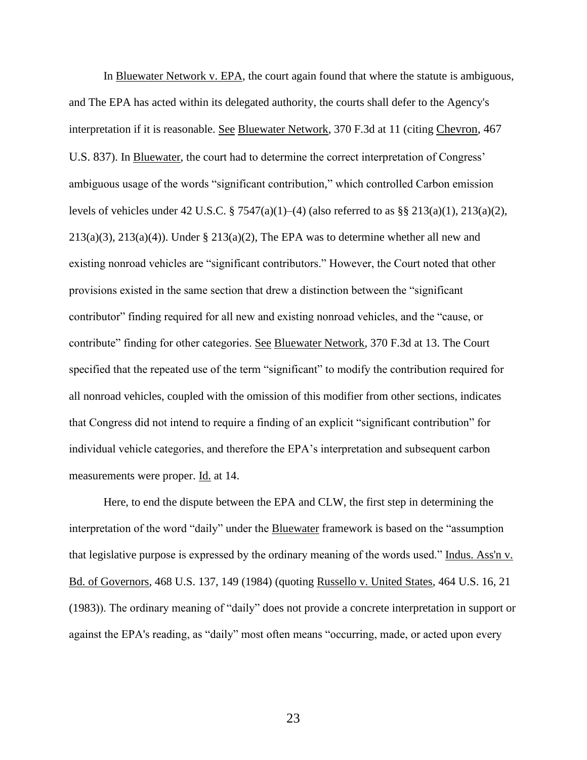In Bluewater Network v. EPA, the court again found that where the statute is ambiguous, and The EPA has acted within its delegated authority, the courts shall defer to the Agency's interpretation if it is reasonable. See Bluewater Network, 370 F.3d at 11 (citing Chevron, 467 U.S. 837). In Bluewater, the court had to determine the correct interpretation of Congress' ambiguous usage of the words "significant contribution," which controlled Carbon emission levels of vehicles under 42 U.S.C. § 7547(a)(1)–(4) (also referred to as §§ 213(a)(1), 213(a)(2), 213(a)(3), 213(a)(4)). Under § 213(a)(2), The EPA was to determine whether all new and existing nonroad vehicles are "significant contributors." However, the Court noted that other provisions existed in the same section that drew a distinction between the "significant contributor" finding required for all new and existing nonroad vehicles, and the "cause, or contribute" finding for other categories. See Bluewater Network, 370 F.3d at 13. The Court specified that the repeated use of the term "significant" to modify the contribution required for all nonroad vehicles, coupled with the omission of this modifier from other sections, indicates that Congress did not intend to require a finding of an explicit "significant contribution" for individual vehicle categories, and therefore the EPA's interpretation and subsequent carbon measurements were proper. Id. at 14.

Here, to end the dispute between the EPA and CLW, the first step in determining the interpretation of the word "daily" under the Bluewater framework is based on the "assumption that legislative purpose is expressed by the ordinary meaning of the words used." Indus. Ass'n v. Bd. of Governors, 468 U.S. 137, 149 (1984) (quoting Russello v. United States, 464 U.S. 16, 21 (1983)). The ordinary meaning of "daily" does not provide a concrete interpretation in support or against the EPA's reading, as "daily" most often means "occurring, made, or acted upon every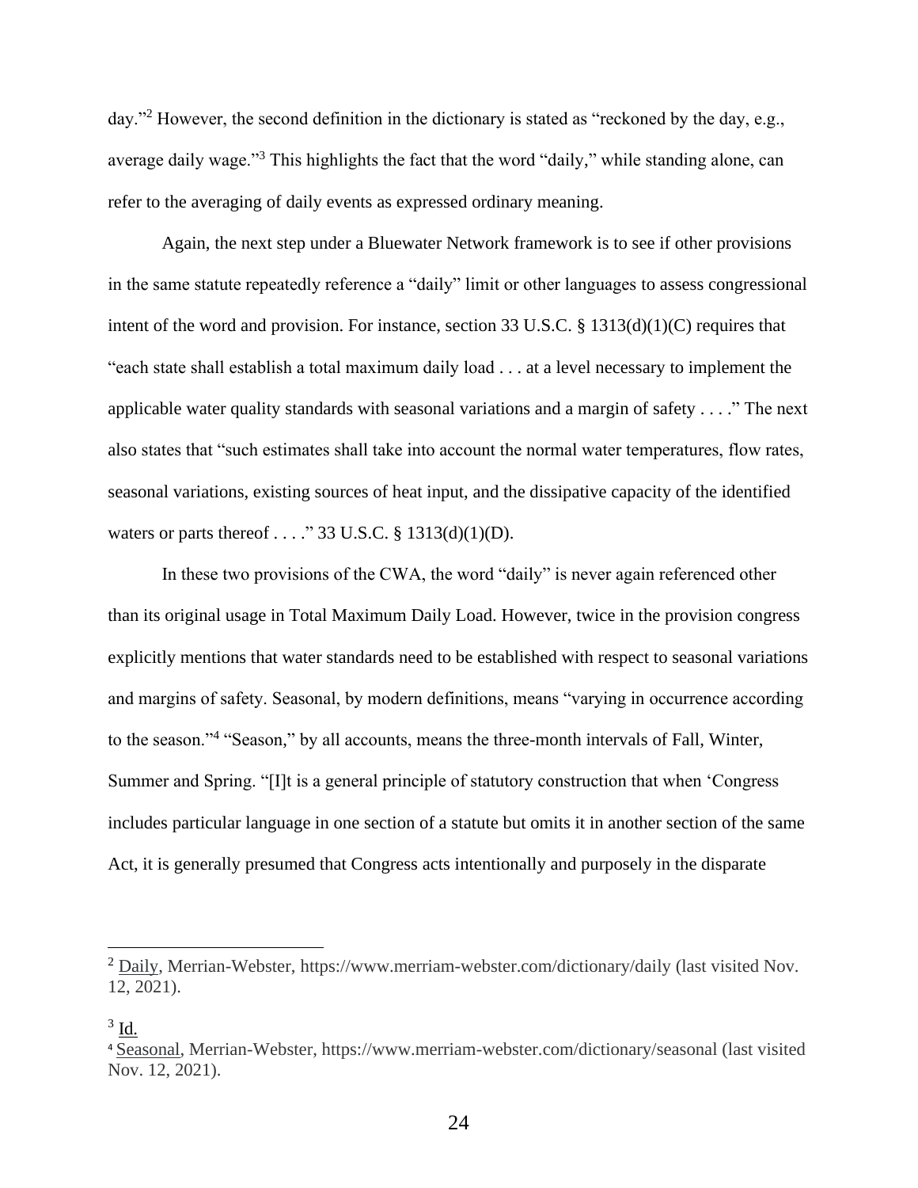day."[2] However, the second definition in the dictionary is stated as "reckoned by the day, e.g., average daily wage."[3] This highlights the fact that the word "daily," while standing alone, can refer to the averaging of daily events as expressed ordinary meaning.

Again, the next step under a Bluewater Network framework is to see if other provisions in the same statute repeatedly reference a "daily" limit or other languages to assess congressional intent of the word and provision. For instance, section 33 U.S.C. § 1313(d)(1)(C) requires that "each state shall establish a total maximum daily load . . . at a level necessary to implement the applicable water quality standards with seasonal variations and a margin of safety . . . ." The next also states that "such estimates shall take into account the normal water temperatures, flow rates, seasonal variations, existing sources of heat input, and the dissipative capacity of the identified waters or parts thereof . . . ." 33 U.S.C. § 1313(d)(1)(D).

In these two provisions of the CWA, the word "daily" is never again referenced other than its original usage in Total Maximum Daily Load. However, twice in the provision congress explicitly mentions that water standards need to be established with respect to seasonal variations and margins of safety. Seasonal, by modern definitions, means "varying in occurrence according to the season."[4] "Season," by all accounts, means the three-month intervals of Fall, Winter, Summer and Spring. "[I]t is a general principle of statutory construction that when 'Congress includes particular language in one section of a statute but omits it in another section of the same Act, it is generally presumed that Congress acts intentionally and purposely in the disparate

---

[2] Daily, Merrian-Webster, https://www.merriam-webster.com/dictionary/daily (last visited Nov. 12, 2021).

[3] Id.

[4] Seasonal, Merrian-Webster, https://www.merriam-webster.com/dictionary/seasonal (last visited Nov. 12, 2021).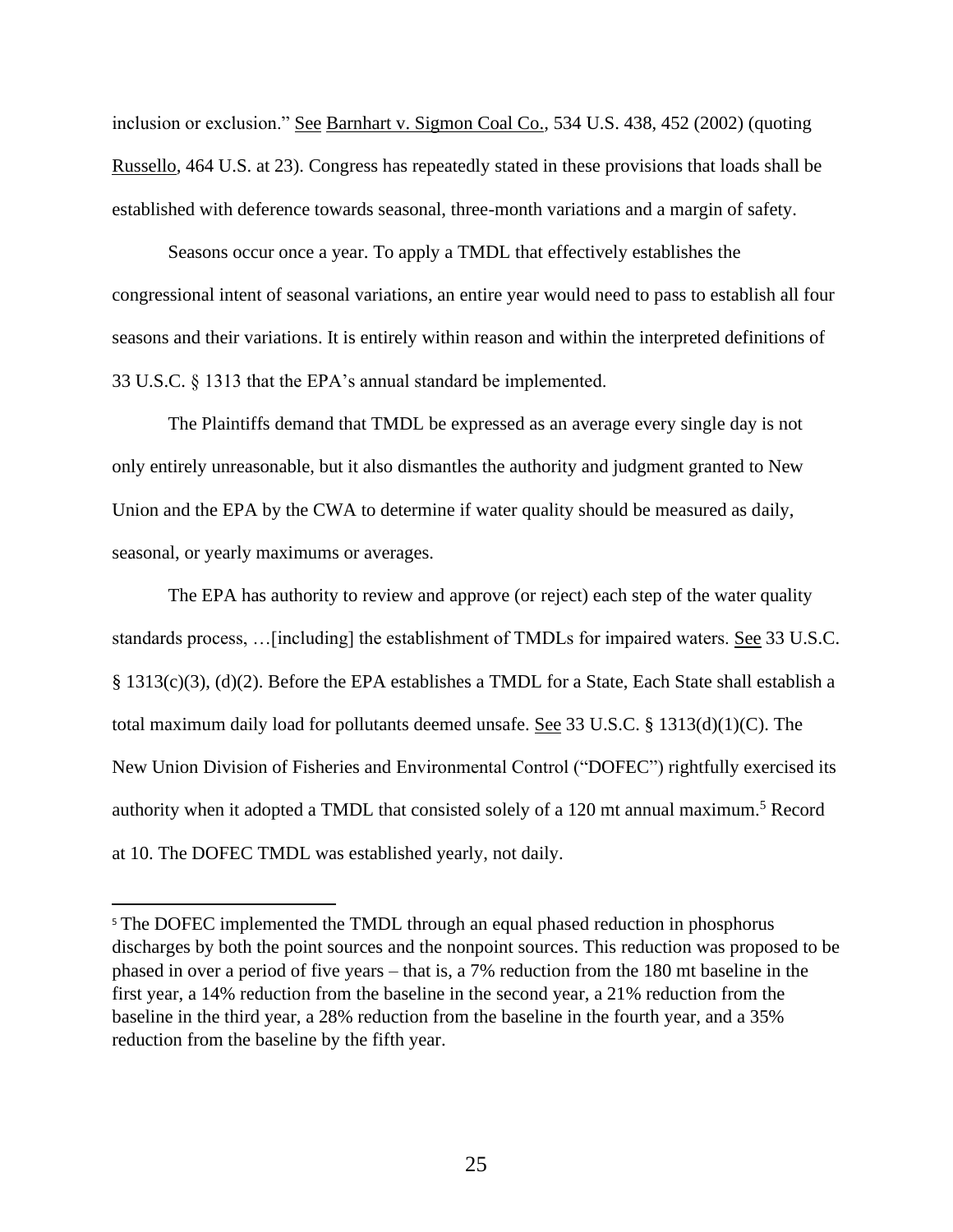inclusion or exclusion." See Barnhart v. Sigmon Coal Co., 534 U.S. 438, 452 (2002) (quoting Russello, 464 U.S. at 23). Congress has repeatedly stated in these provisions that loads shall be established with deference towards seasonal, three-month variations and a margin of safety.

Seasons occur once a year. To apply a TMDL that effectively establishes the congressional intent of seasonal variations, an entire year would need to pass to establish all four seasons and their variations. It is entirely within reason and within the interpreted definitions of 33 U.S.C. § 1313 that the EPA's annual standard be implemented.

The Plaintiffs demand that TMDL be expressed as an average every single day is not only entirely unreasonable, but it also dismantles the authority and judgment granted to New Union and the EPA by the CWA to determine if water quality should be measured as daily, seasonal, or yearly maximums or averages.

The EPA has authority to review and approve (or reject) each step of the water quality standards process, …[including] the establishment of TMDLs for impaired waters. See 33 U.S.C. § 1313(c)(3), (d)(2). Before the EPA establishes a TMDL for a State, Each State shall establish a total maximum daily load for pollutants deemed unsafe. See 33 U.S.C. § 1313(d)(1)(C). The New Union Division of Fisheries and Environmental Control ("DOFEC") rightfully exercised its authority when it adopted a TMDL that consisted solely of a 120 mt annual maximum.[5] Record at 10. The DOFEC TMDL was established yearly, not daily.

[5] The DOFEC implemented the TMDL through an equal phased reduction in phosphorus discharges by both the point sources and the nonpoint sources. This reduction was proposed to be phased in over a period of five years – that is, a 7% reduction from the 180 mt baseline in the first year, a 14% reduction from the baseline in the second year, a 21% reduction from the baseline in the third year, a 28% reduction from the baseline in the fourth year, and a 35% reduction from the baseline by the fifth year.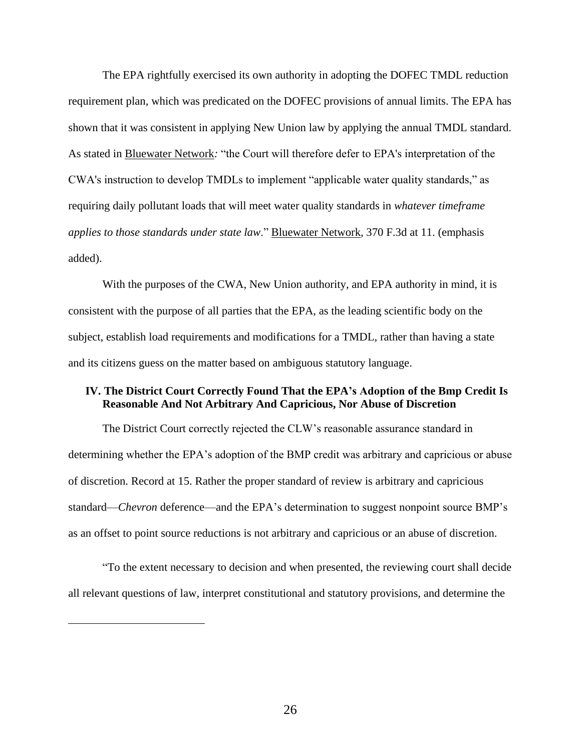The EPA rightfully exercised its own authority in adopting the DOFEC TMDL reduction requirement plan, which was predicated on the DOFEC provisions of annual limits. The EPA has shown that it was consistent in applying New Union law by applying the annual TMDL standard. As stated in Bluewater Network: "the Court will therefore defer to EPA's interpretation of the CWA's instruction to develop TMDLs to implement "applicable water quality standards," as requiring daily pollutant loads that will meet water quality standards in *whatever timeframe applies to those standards under state law*." Bluewater Network, 370 F.3d at 11. (emphasis added).

With the purposes of the CWA, New Union authority, and EPA authority in mind, it is consistent with the purpose of all parties that the EPA, as the leading scientific body on the subject, establish load requirements and modifications for a TMDL, rather than having a state and its citizens guess on the matter based on ambiguous statutory language.

### IV. The District Court Correctly Found That the EPA's Adoption of the Bmp Credit Is Reasonable And Not Arbitrary And Capricious, Nor Abuse of Discretion

The District Court correctly rejected the CLW's reasonable assurance standard in determining whether the EPA's adoption of the BMP credit was arbitrary and capricious or abuse of discretion. Record at 15. Rather the proper standard of review is arbitrary and capricious standard—*Chevron* deference—and the EPA's determination to suggest nonpoint source BMP's as an offset to point source reductions is not arbitrary and capricious or an abuse of discretion.

"To the extent necessary to decision and when presented, the reviewing court shall decide all relevant questions of law, interpret constitutional and statutory provisions, and determine the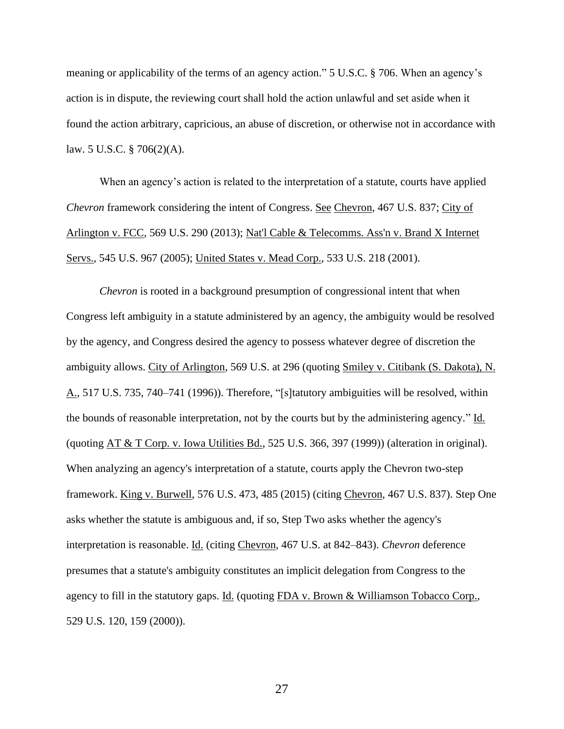meaning or applicability of the terms of an agency action." 5 U.S.C. § 706. When an agency's action is in dispute, the reviewing court shall hold the action unlawful and set aside when it found the action arbitrary, capricious, an abuse of discretion, or otherwise not in accordance with law. 5 U.S.C. § 706(2)(A).

When an agency's action is related to the interpretation of a statute, courts have applied *Chevron* framework considering the intent of Congress. See Chevron, 467 U.S. 837; City of Arlington v. FCC, 569 U.S. 290 (2013); Nat'l Cable & Telecomms. Ass'n v. Brand X Internet Servs., 545 U.S. 967 (2005); United States v. Mead Corp., 533 U.S. 218 (2001).

*Chevron* is rooted in a background presumption of congressional intent that when Congress left ambiguity in a statute administered by an agency, the ambiguity would be resolved by the agency, and Congress desired the agency to possess whatever degree of discretion the ambiguity allows. City of Arlington, 569 U.S. at 296 (quoting Smiley v. Citibank (S. Dakota), N. A., 517 U.S. 735, 740–741 (1996)). Therefore, "[s]tatutory ambiguities will be resolved, within the bounds of reasonable interpretation, not by the courts but by the administering agency." Id. (quoting AT & T Corp. v. Iowa Utilities Bd., 525 U.S. 366, 397 (1999)) (alteration in original). When analyzing an agency's interpretation of a statute, courts apply the Chevron two-step framework. King v. Burwell, 576 U.S. 473, 485 (2015) (citing Chevron, 467 U.S. 837). Step One asks whether the statute is ambiguous and, if so, Step Two asks whether the agency's interpretation is reasonable. Id. (citing Chevron, 467 U.S. at 842–843). *Chevron* deference presumes that a statute's ambiguity constitutes an implicit delegation from Congress to the agency to fill in the statutory gaps. Id. (quoting FDA v. Brown & Williamson Tobacco Corp., 529 U.S. 120, 159 (2000)).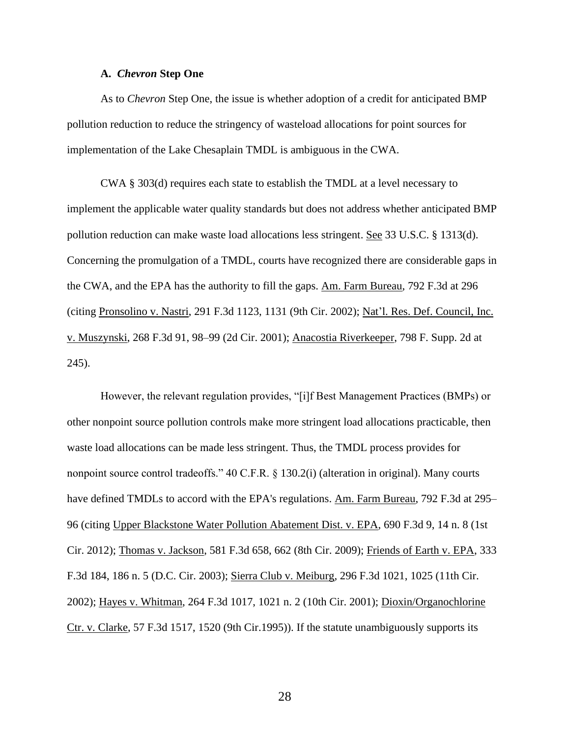### A. *Chevron* Step One

As to *Chevron* Step One, the issue is whether adoption of a credit for anticipated BMP pollution reduction to reduce the stringency of wasteload allocations for point sources for implementation of the Lake Chesaplain TMDL is ambiguous in the CWA.

CWA § 303(d) requires each state to establish the TMDL at a level necessary to implement the applicable water quality standards but does not address whether anticipated BMP pollution reduction can make waste load allocations less stringent. See 33 U.S.C. § 1313(d). Concerning the promulgation of a TMDL, courts have recognized there are considerable gaps in the CWA, and the EPA has the authority to fill the gaps. Am. Farm Bureau, 792 F.3d at 296 (citing Pronsolino v. Nastri, 291 F.3d 1123, 1131 (9th Cir. 2002); Nat'l. Res. Def. Council, Inc. v. Muszynski, 268 F.3d 91, 98–99 (2d Cir. 2001); Anacostia Riverkeeper, 798 F. Supp. 2d at 245).

However, the relevant regulation provides, "[i]f Best Management Practices (BMPs) or other nonpoint source pollution controls make more stringent load allocations practicable, then waste load allocations can be made less stringent. Thus, the TMDL process provides for nonpoint source control tradeoffs." 40 C.F.R. § 130.2(i) (alteration in original). Many courts have defined TMDLs to accord with the EPA's regulations. Am. Farm Bureau, 792 F.3d at 295–96 (citing Upper Blackstone Water Pollution Abatement Dist. v. EPA, 690 F.3d 9, 14 n. 8 (1st Cir. 2012); Thomas v. Jackson, 581 F.3d 658, 662 (8th Cir. 2009); Friends of Earth v. EPA, 333 F.3d 184, 186 n. 5 (D.C. Cir. 2003); Sierra Club v. Meiburg, 296 F.3d 1021, 1025 (11th Cir. 2002); Hayes v. Whitman, 264 F.3d 1017, 1021 n. 2 (10th Cir. 2001); Dioxin/Organochlorine Ctr. v. Clarke, 57 F.3d 1517, 1520 (9th Cir.1995)). If the statute unambiguously supports its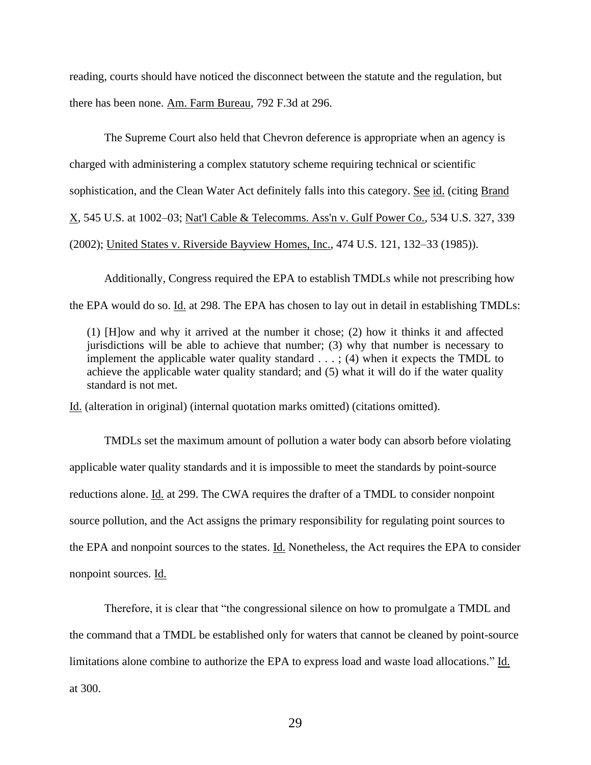reading, courts should have noticed the disconnect between the statute and the regulation, but there has been none. Am. Farm Bureau, 792 F.3d at 296.

The Supreme Court also held that Chevron deference is appropriate when an agency is charged with administering a complex statutory scheme requiring technical or scientific sophistication, and the Clean Water Act definitely falls into this category. See id. (citing Brand X, 545 U.S. at 1002–03; Nat'l Cable & Telecomms. Ass'n v. Gulf Power Co., 534 U.S. 327, 339 (2002); United States v. Riverside Bayview Homes, Inc., 474 U.S. 121, 132–33 (1985)).

Additionally, Congress required the EPA to establish TMDLs while not prescribing how the EPA would do so. Id. at 298. The EPA has chosen to lay out in detail in establishing TMDLs:

> (1) [H]ow and why it arrived at the number it chose; (2) how it thinks it and affected jurisdictions will be able to achieve that number; (3) why that number is necessary to implement the applicable water quality standard . . . ; (4) when it expects the TMDL to achieve the applicable water quality standard; and (5) what it will do if the water quality standard is not met.

Id. (alteration in original) (internal quotation marks omitted) (citations omitted).

TMDLs set the maximum amount of pollution a water body can absorb before violating applicable water quality standards and it is impossible to meet the standards by point-source reductions alone. Id. at 299. The CWA requires the drafter of a TMDL to consider nonpoint source pollution, and the Act assigns the primary responsibility for regulating point sources to the EPA and nonpoint sources to the states. Id. Nonetheless, the Act requires the EPA to consider nonpoint sources. Id.

Therefore, it is clear that "the congressional silence on how to promulgate a TMDL and the command that a TMDL be established only for waters that cannot be cleaned by point-source limitations alone combine to authorize the EPA to express load and waste load allocations." Id. at 300.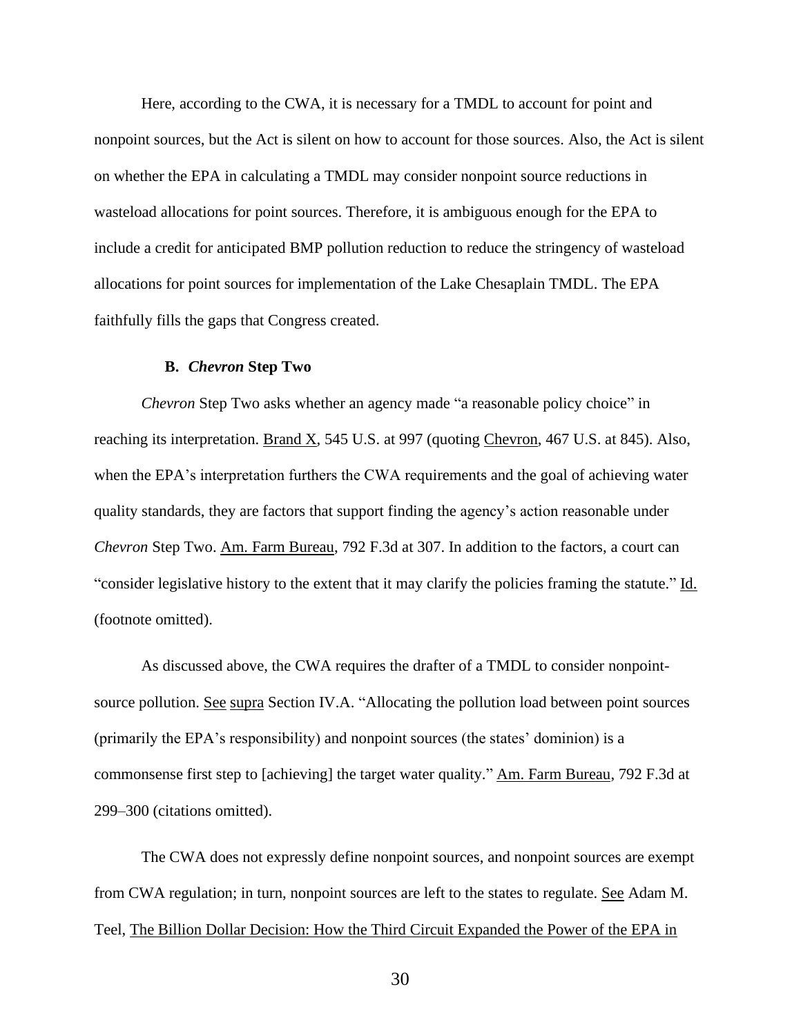Here, according to the CWA, it is necessary for a TMDL to account for point and nonpoint sources, but the Act is silent on how to account for those sources. Also, the Act is silent on whether the EPA in calculating a TMDL may consider nonpoint source reductions in wasteload allocations for point sources. Therefore, it is ambiguous enough for the EPA to include a credit for anticipated BMP pollution reduction to reduce the stringency of wasteload allocations for point sources for implementation of the Lake Chesaplain TMDL. The EPA faithfully fills the gaps that Congress created.

### B. *Chevron* Step Two

*Chevron* Step Two asks whether an agency made "a reasonable policy choice" in reaching its interpretation. Brand X, 545 U.S. at 997 (quoting Chevron, 467 U.S. at 845). Also, when the EPA's interpretation furthers the CWA requirements and the goal of achieving water quality standards, they are factors that support finding the agency's action reasonable under *Chevron* Step Two. Am. Farm Bureau, 792 F.3d at 307. In addition to the factors, a court can "consider legislative history to the extent that it may clarify the policies framing the statute." Id. (footnote omitted).

As discussed above, the CWA requires the drafter of a TMDL to consider nonpoint-source pollution. See supra Section IV.A. "Allocating the pollution load between point sources (primarily the EPA's responsibility) and nonpoint sources (the states' dominion) is a commonsense first step to [achieving] the target water quality." Am. Farm Bureau, 792 F.3d at 299–300 (citations omitted).

The CWA does not expressly define nonpoint sources, and nonpoint sources are exempt from CWA regulation; in turn, nonpoint sources are left to the states to regulate. See Adam M. Teel, The Billion Dollar Decision: How the Third Circuit Expanded the Power of the EPA in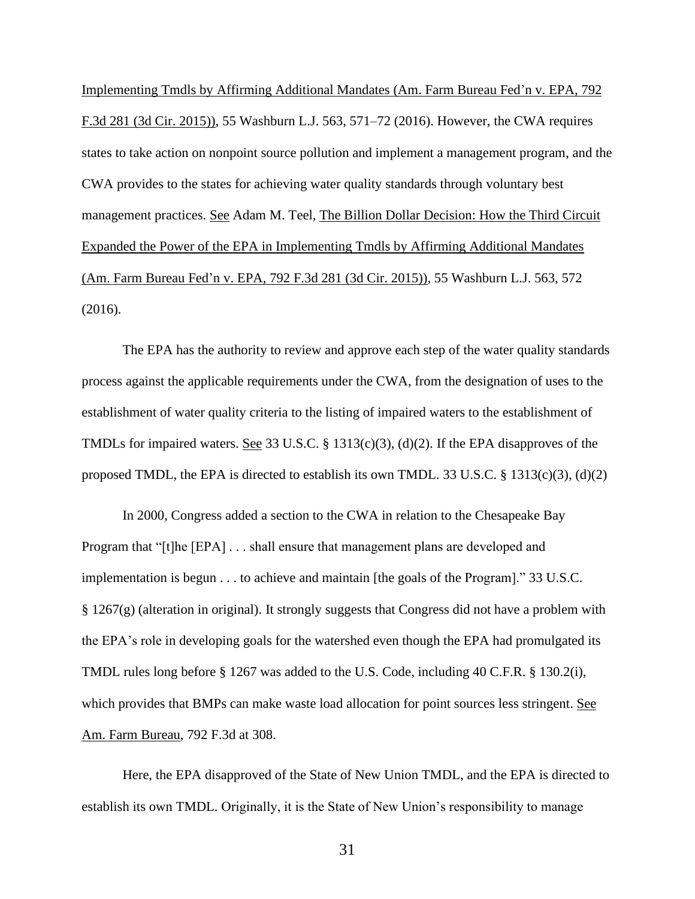Implementing Tmdls by Affirming Additional Mandates (Am. Farm Bureau Fed'n v. EPA, 792 F.3d 281 (3d Cir. 2015)), 55 Washburn L.J. 563, 571–72 (2016). However, the CWA requires states to take action on nonpoint source pollution and implement a management program, and the CWA provides to the states for achieving water quality standards through voluntary best management practices. See Adam M. Teel, The Billion Dollar Decision: How the Third Circuit Expanded the Power of the EPA in Implementing Tmdls by Affirming Additional Mandates (Am. Farm Bureau Fed'n v. EPA, 792 F.3d 281 (3d Cir. 2015)), 55 Washburn L.J. 563, 572 (2016).

The EPA has the authority to review and approve each step of the water quality standards process against the applicable requirements under the CWA, from the designation of uses to the establishment of water quality criteria to the listing of impaired waters to the establishment of TMDLs for impaired waters. See 33 U.S.C. § 1313(c)(3), (d)(2). If the EPA disapproves of the proposed TMDL, the EPA is directed to establish its own TMDL. 33 U.S.C. § 1313(c)(3), (d)(2)

In 2000, Congress added a section to the CWA in relation to the Chesapeake Bay Program that "[t]he [EPA] . . . shall ensure that management plans are developed and implementation is begun . . . to achieve and maintain [the goals of the Program]." 33 U.S.C. § 1267(g) (alteration in original). It strongly suggests that Congress did not have a problem with the EPA's role in developing goals for the watershed even though the EPA had promulgated its TMDL rules long before § 1267 was added to the U.S. Code, including 40 C.F.R. § 130.2(i), which provides that BMPs can make waste load allocation for point sources less stringent. See Am. Farm Bureau, 792 F.3d at 308.

Here, the EPA disapproved of the State of New Union TMDL, and the EPA is directed to establish its own TMDL. Originally, it is the State of New Union's responsibility to manage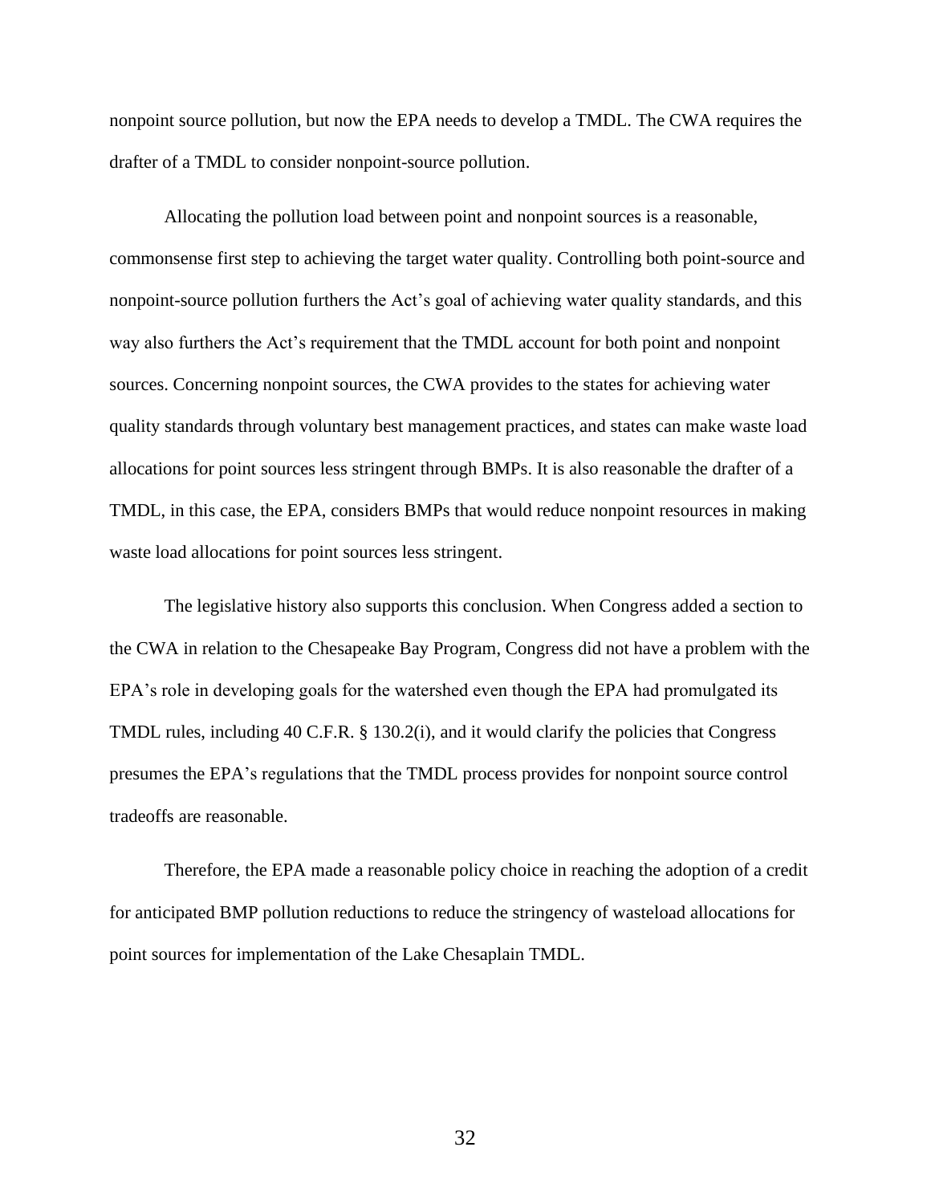nonpoint source pollution, but now the EPA needs to develop a TMDL. The CWA requires the drafter of a TMDL to consider nonpoint-source pollution.

Allocating the pollution load between point and nonpoint sources is a reasonable, commonsense first step to achieving the target water quality. Controlling both point-source and nonpoint-source pollution furthers the Act's goal of achieving water quality standards, and this way also furthers the Act's requirement that the TMDL account for both point and nonpoint sources. Concerning nonpoint sources, the CWA provides to the states for achieving water quality standards through voluntary best management practices, and states can make waste load allocations for point sources less stringent through BMPs. It is also reasonable the drafter of a TMDL, in this case, the EPA, considers BMPs that would reduce nonpoint resources in making waste load allocations for point sources less stringent.

The legislative history also supports this conclusion. When Congress added a section to the CWA in relation to the Chesapeake Bay Program, Congress did not have a problem with the EPA's role in developing goals for the watershed even though the EPA had promulgated its TMDL rules, including 40 C.F.R. § 130.2(i), and it would clarify the policies that Congress presumes the EPA's regulations that the TMDL process provides for nonpoint source control tradeoffs are reasonable.

Therefore, the EPA made a reasonable policy choice in reaching the adoption of a credit for anticipated BMP pollution reductions to reduce the stringency of wasteload allocations for point sources for implementation of the Lake Chesaplain TMDL.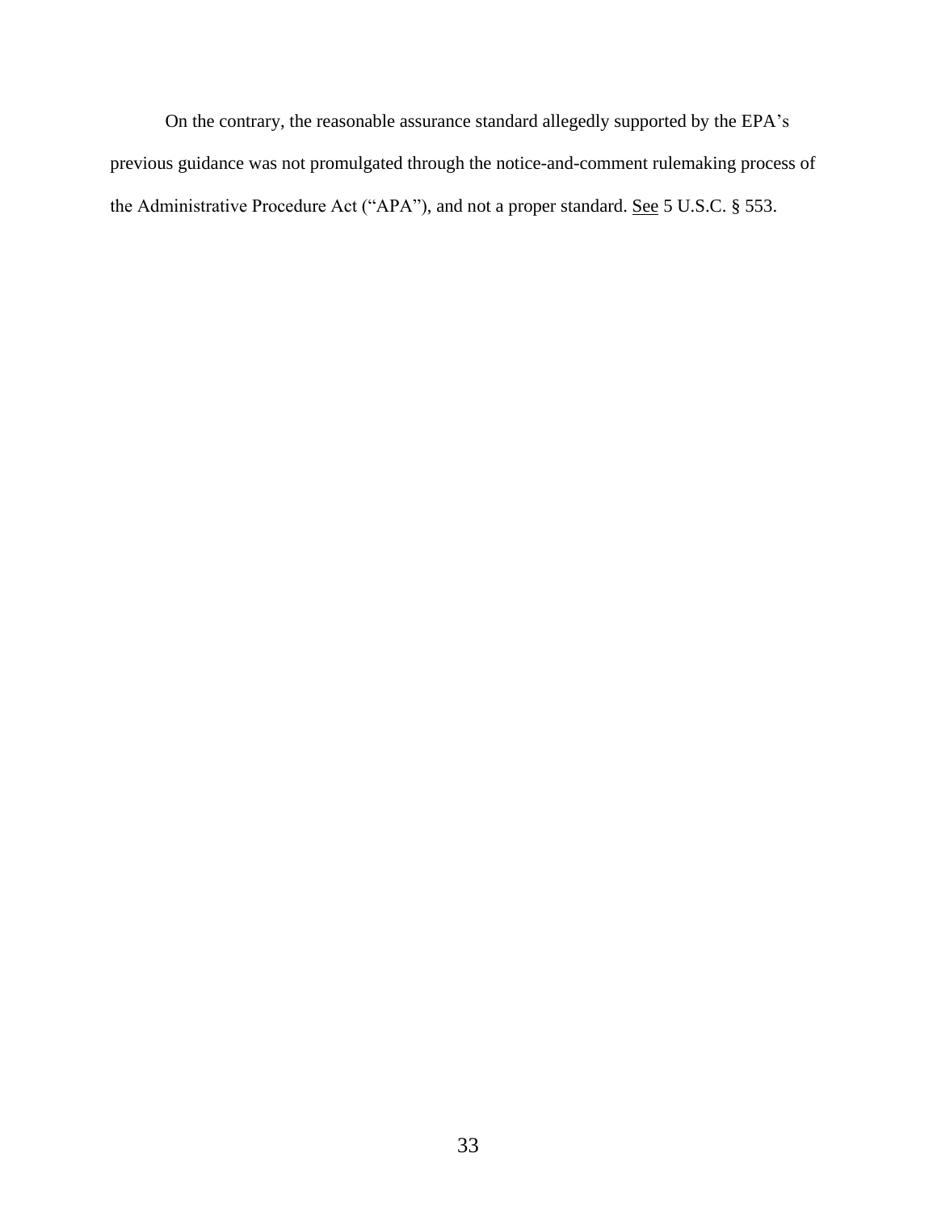On the contrary, the reasonable assurance standard allegedly supported by the EPA's previous guidance was not promulgated through the notice-and-comment rulemaking process of the Administrative Procedure Act ("APA"), and not a proper standard. See 5 U.S.C. § 553.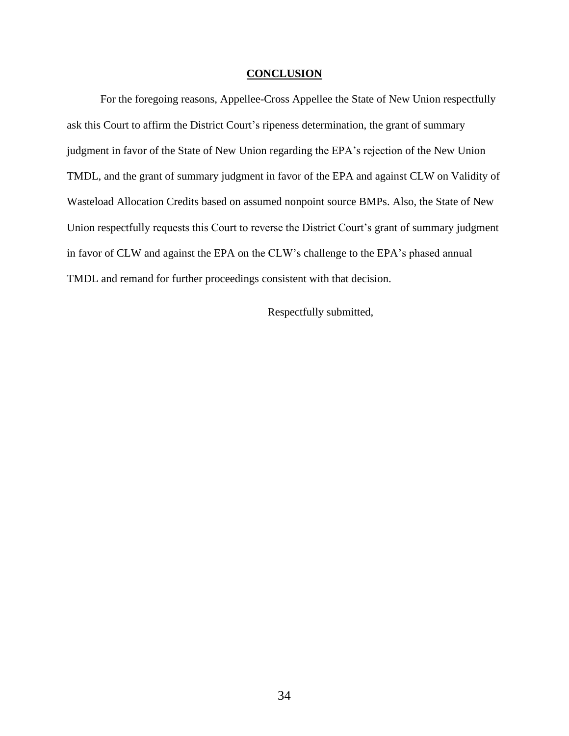## CONCLUSION

For the foregoing reasons, Appellee-Cross Appellee the State of New Union respectfully ask this Court to affirm the District Court's ripeness determination, the grant of summary judgment in favor of the State of New Union regarding the EPA's rejection of the New Union TMDL, and the grant of summary judgment in favor of the EPA and against CLW on Validity of Wasteload Allocation Credits based on assumed nonpoint source BMPs. Also, the State of New Union respectfully requests this Court to reverse the District Court's grant of summary judgment in favor of CLW and against the EPA on the CLW's challenge to the EPA's phased annual TMDL and remand for further proceedings consistent with that decision.

Respectfully submitted,